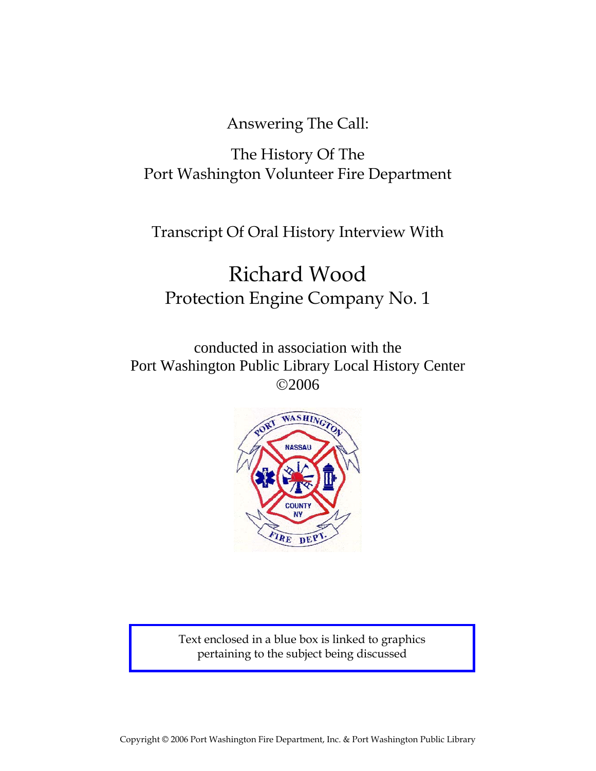Answering The Call:

The History Of The
Port Washington Volunteer Fire Department

Transcript Of Oral History Interview With

# Richard Wood

## Protection Engine Company No. 1

conducted in association with the
Port Washington Public Library Local History Center
©2006

Text enclosed in a blue box is linked to graphics pertaining to the subject being discussed

Copyright © 2006 Port Washington Fire Department, Inc. & Port Washington Public Library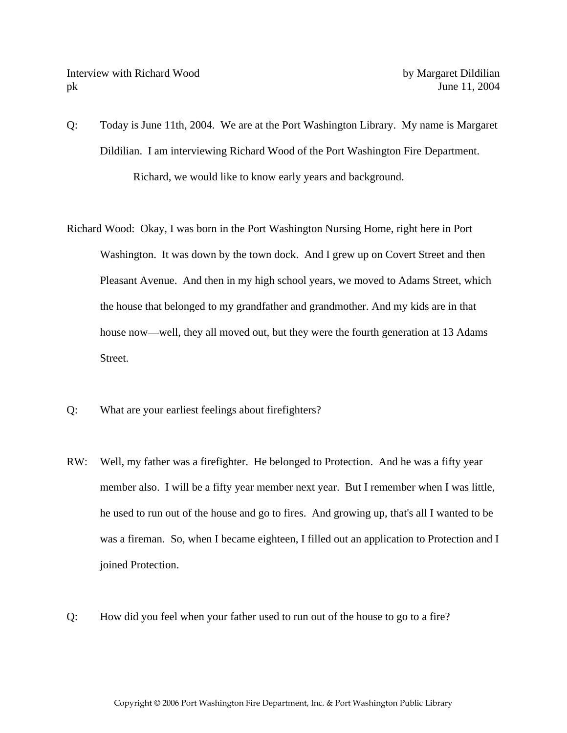Q: Today is June 11th, 2004. We are at the Port Washington Library. My name is Margaret Dildilian. I am interviewing Richard Wood of the Port Washington Fire Department.

Richard, we would like to know early years and background.

Richard Wood: Okay, I was born in the Port Washington Nursing Home, right here in Port Washington. It was down by the town dock. And I grew up on Covert Street and then Pleasant Avenue. And then in my high school years, we moved to Adams Street, which the house that belonged to my grandfather and grandmother. And my kids are in that house now—well, they all moved out, but they were the fourth generation at 13 Adams Street.

Q: What are your earliest feelings about firefighters?

RW: Well, my father was a firefighter. He belonged to Protection. And he was a fifty year member also. I will be a fifty year member next year. But I remember when I was little, he used to run out of the house and go to fires. And growing up, that's all I wanted to be was a fireman. So, when I became eighteen, I filled out an application to Protection and I joined Protection.

Q: How did you feel when your father used to run out of the house to go to a fire?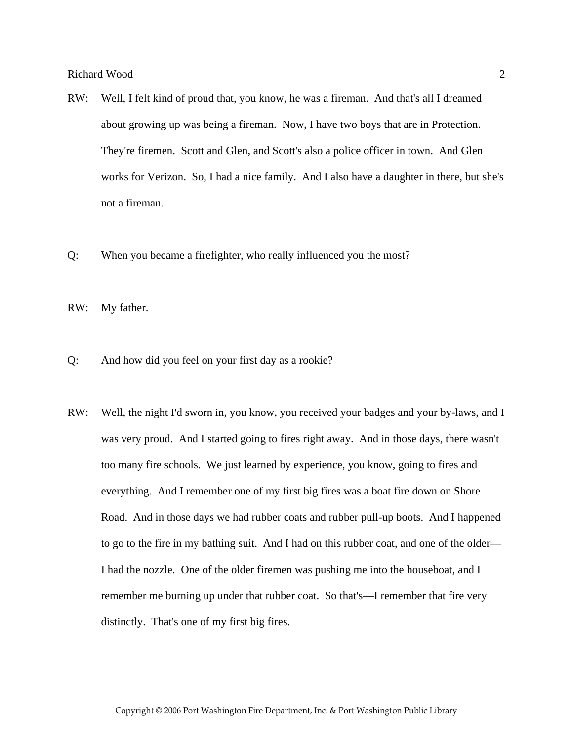RW: Well, I felt kind of proud that, you know, he was a fireman. And that's all I dreamed about growing up was being a fireman. Now, I have two boys that are in Protection. They're firemen. Scott and Glen, and Scott's also a police officer in town. And Glen works for Verizon. So, I had a nice family. And I also have a daughter in there, but she's not a fireman.

Q: When you became a firefighter, who really influenced you the most?

RW: My father.

Q: And how did you feel on your first day as a rookie?

RW: Well, the night I'd sworn in, you know, you received your badges and your by-laws, and I was very proud. And I started going to fires right away. And in those days, there wasn't too many fire schools. We just learned by experience, you know, going to fires and everything. And I remember one of my first big fires was a boat fire down on Shore Road. And in those days we had rubber coats and rubber pull-up boots. And I happened to go to the fire in my bathing suit. And I had on this rubber coat, and one of the older—I had the nozzle. One of the older firemen was pushing me into the houseboat, and I remember me burning up under that rubber coat. So that's—I remember that fire very distinctly. That's one of my first big fires.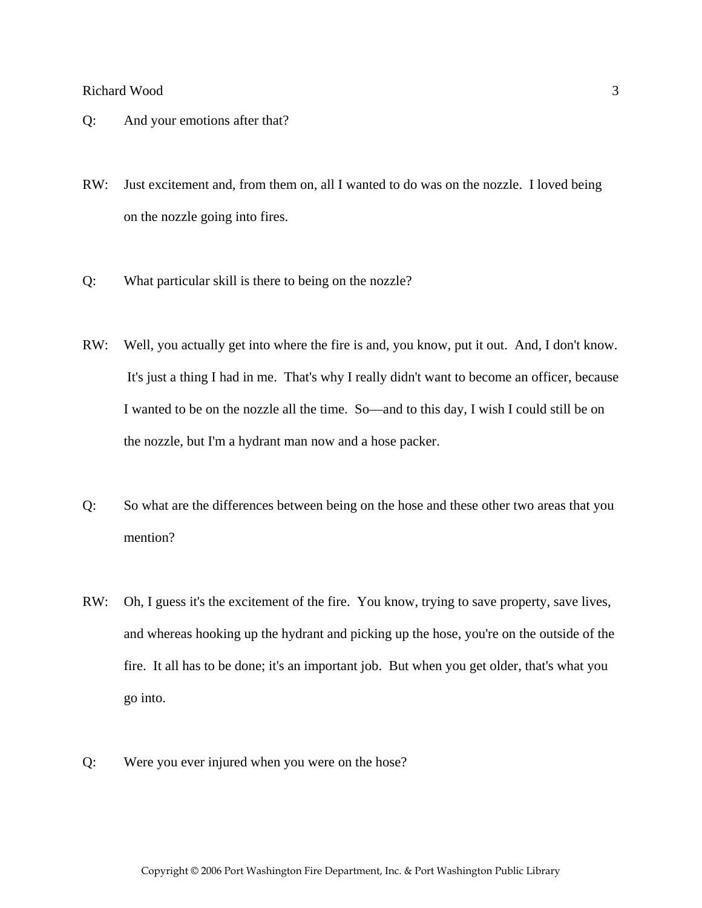Q: And your emotions after that?

RW: Just excitement and, from them on, all I wanted to do was on the nozzle. I loved being on the nozzle going into fires.

Q: What particular skill is there to being on the nozzle?

RW: Well, you actually get into where the fire is and, you know, put it out. And, I don't know. It's just a thing I had in me. That's why I really didn't want to become an officer, because I wanted to be on the nozzle all the time. So—and to this day, I wish I could still be on the nozzle, but I'm a hydrant man now and a hose packer.

Q: So what are the differences between being on the hose and these other two areas that you mention?

RW: Oh, I guess it's the excitement of the fire. You know, trying to save property, save lives, and whereas hooking up the hydrant and picking up the hose, you're on the outside of the fire. It all has to be done; it's an important job. But when you get older, that's what you go into.

Q: Were you ever injured when you were on the hose?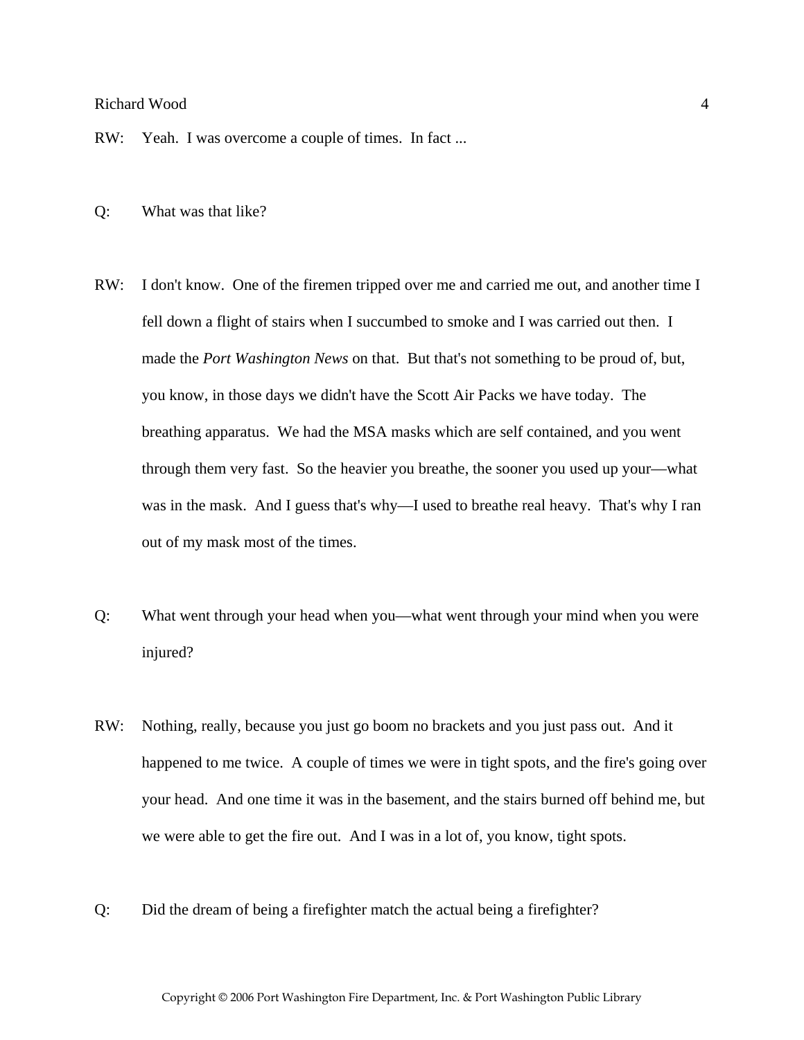RW: Yeah. I was overcome a couple of times. In fact ...

Q: What was that like?

RW: I don't know. One of the firemen tripped over me and carried me out, and another time I fell down a flight of stairs when I succumbed to smoke and I was carried out then. I made the *Port Washington News* on that. But that's not something to be proud of, but, you know, in those days we didn't have the Scott Air Packs we have today. The breathing apparatus. We had the MSA masks which are self contained, and you went through them very fast. So the heavier you breathe, the sooner you used up your—what was in the mask. And I guess that's why—I used to breathe real heavy. That's why I ran out of my mask most of the times.

Q: What went through your head when you—what went through your mind when you were injured?

RW: Nothing, really, because you just go boom no brackets and you just pass out. And it happened to me twice. A couple of times we were in tight spots, and the fire's going over your head. And one time it was in the basement, and the stairs burned off behind me, but we were able to get the fire out. And I was in a lot of, you know, tight spots.

Q: Did the dream of being a firefighter match the actual being a firefighter?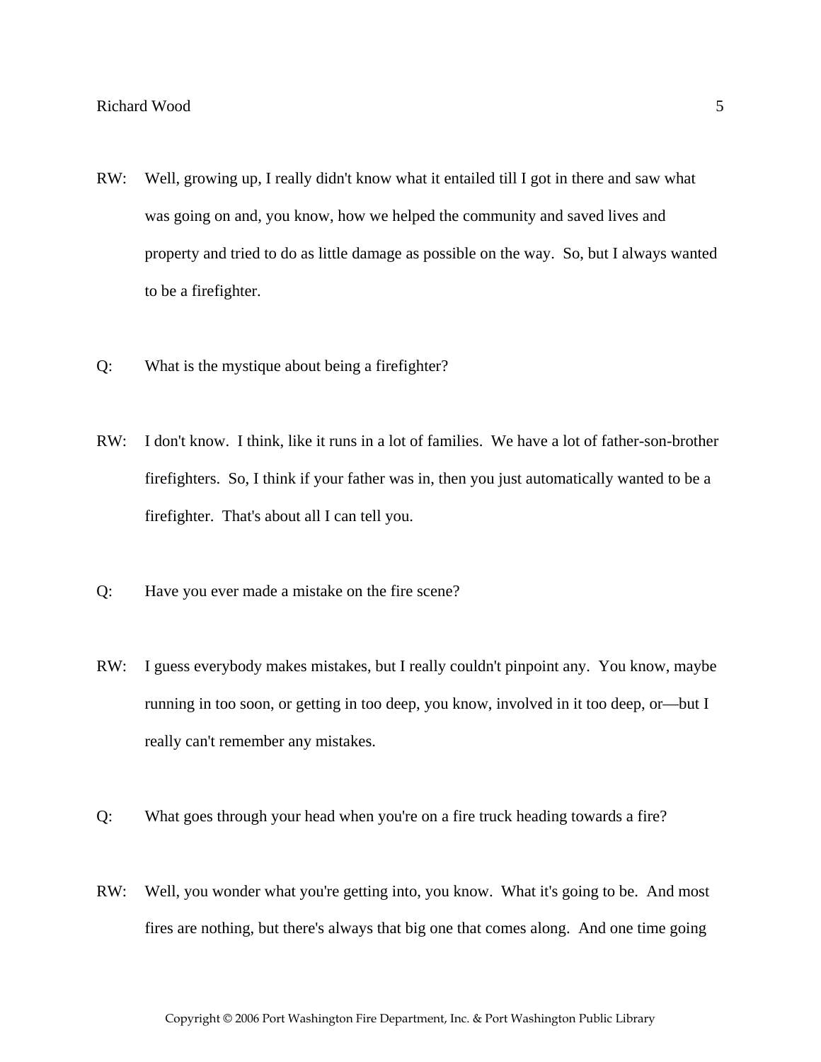RW: Well, growing up, I really didn't know what it entailed till I got in there and saw what was going on and, you know, how we helped the community and saved lives and property and tried to do as little damage as possible on the way. So, but I always wanted to be a firefighter.

Q: What is the mystique about being a firefighter?

RW: I don't know. I think, like it runs in a lot of families. We have a lot of father-son-brother firefighters. So, I think if your father was in, then you just automatically wanted to be a firefighter. That's about all I can tell you.

Q: Have you ever made a mistake on the fire scene?

RW: I guess everybody makes mistakes, but I really couldn't pinpoint any. You know, maybe running in too soon, or getting in too deep, you know, involved in it too deep, or—but I really can't remember any mistakes.

Q: What goes through your head when you're on a fire truck heading towards a fire?

RW: Well, you wonder what you're getting into, you know. What it's going to be. And most fires are nothing, but there's always that big one that comes along. And one time going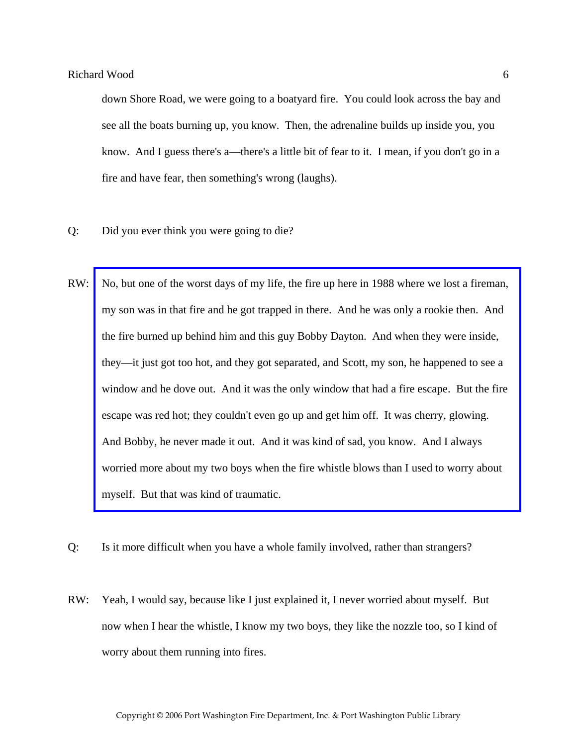down Shore Road, we were going to a boatyard fire. You could look across the bay and see all the boats burning up, you know. Then, the adrenaline builds up inside you, you know. And I guess there's a—there's a little bit of fear to it. I mean, if you don't go in a fire and have fear, then something's wrong (laughs).

Q: Did you ever think you were going to die?

RW: No, but one of the worst days of my life, the fire up here in 1988 where we lost a fireman, my son was in that fire and he got trapped in there. And he was only a rookie then. And the fire burned up behind him and this guy Bobby Dayton. And when they were inside, they—it just got too hot, and they got separated, and Scott, my son, he happened to see a window and he dove out. And it was the only window that had a fire escape. But the fire escape was red hot; they couldn't even go up and get him off. It was cherry, glowing. And Bobby, he never made it out. And it was kind of sad, you know. And I always worried more about my two boys when the fire whistle blows than I used to worry about myself. But that was kind of traumatic.

Q: Is it more difficult when you have a whole family involved, rather than strangers?

RW: Yeah, I would say, because like I just explained it, I never worried about myself. But now when I hear the whistle, I know my two boys, they like the nozzle too, so I kind of worry about them running into fires.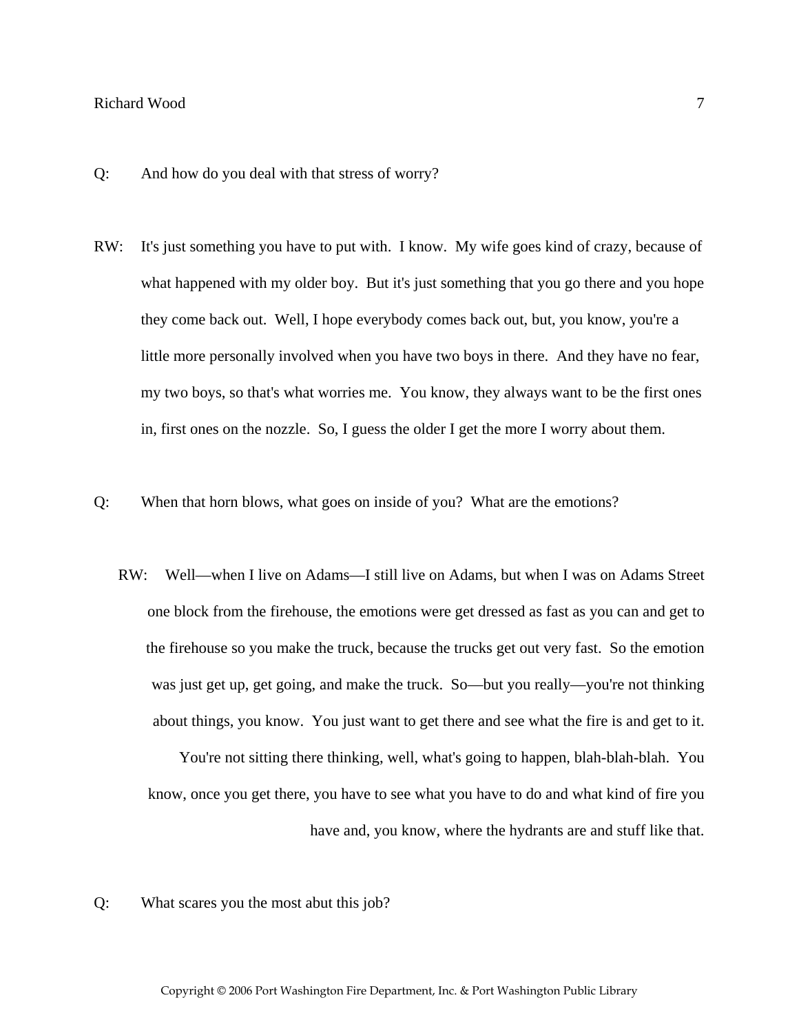Q: And how do you deal with that stress of worry?

RW: It's just something you have to put with. I know. My wife goes kind of crazy, because of what happened with my older boy. But it's just something that you go there and you hope they come back out. Well, I hope everybody comes back out, but, you know, you're a little more personally involved when you have two boys in there. And they have no fear, my two boys, so that's what worries me. You know, they always want to be the first ones in, first ones on the nozzle. So, I guess the older I get the more I worry about them.

Q: When that horn blows, what goes on inside of you? What are the emotions?

RW: Well—when I live on Adams—I still live on Adams, but when I was on Adams Street one block from the firehouse, the emotions were get dressed as fast as you can and get to the firehouse so you make the truck, because the trucks get out very fast. So the emotion was just get up, get going, and make the truck. So—but you really—you're not thinking about things, you know. You just want to get there and see what the fire is and get to it. You're not sitting there thinking, well, what's going to happen, blah-blah-blah. You know, once you get there, you have to see what you have to do and what kind of fire you have and, you know, where the hydrants are and stuff like that.

Q: What scares you the most abut this job?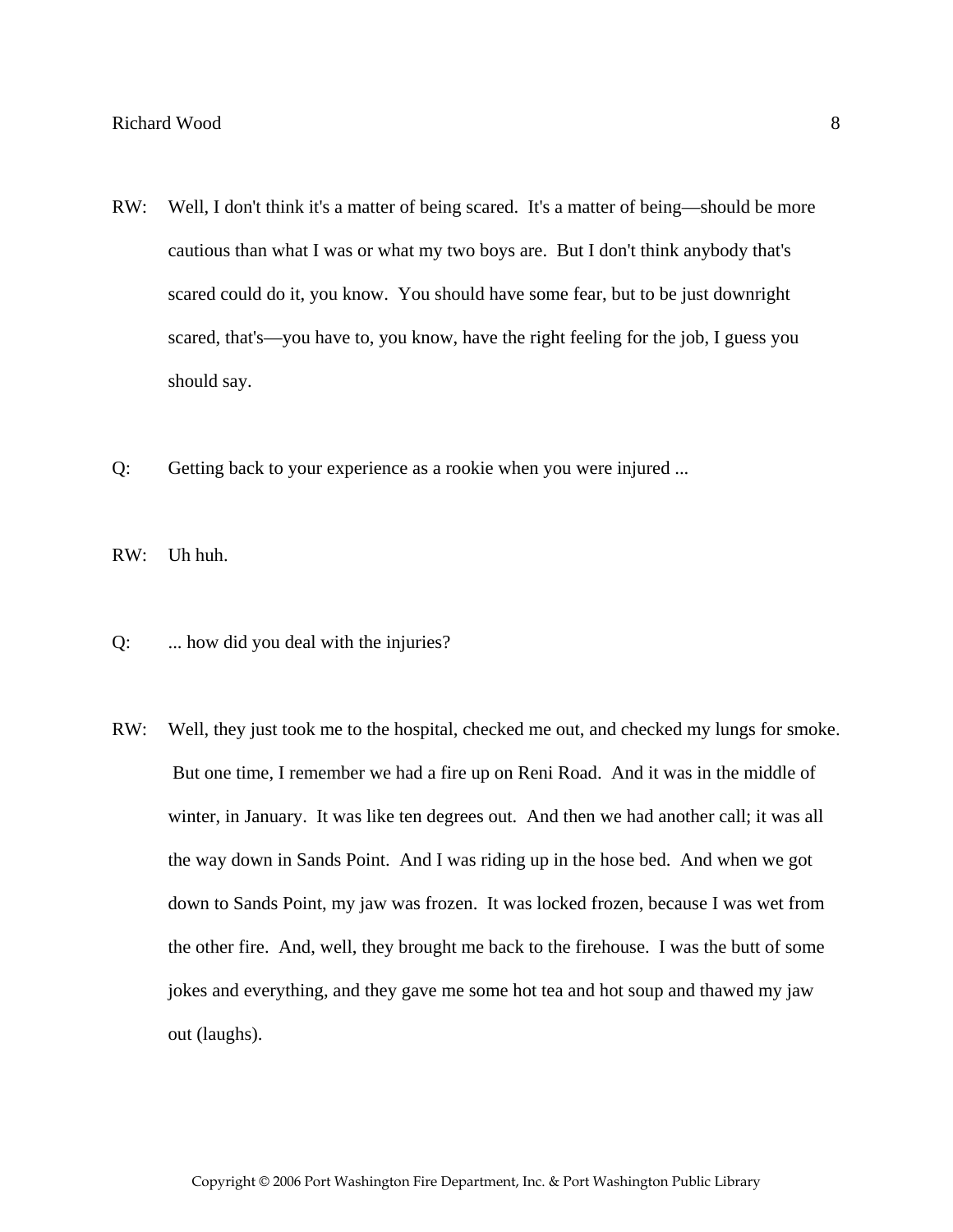RW: Well, I don't think it's a matter of being scared. It's a matter of being—should be more cautious than what I was or what my two boys are. But I don't think anybody that's scared could do it, you know. You should have some fear, but to be just downright scared, that's—you have to, you know, have the right feeling for the job, I guess you should say.

Q: Getting back to your experience as a rookie when you were injured ...

RW: Uh huh.

Q: ... how did you deal with the injuries?

RW: Well, they just took me to the hospital, checked me out, and checked my lungs for smoke. But one time, I remember we had a fire up on Reni Road. And it was in the middle of winter, in January. It was like ten degrees out. And then we had another call; it was all the way down in Sands Point. And I was riding up in the hose bed. And when we got down to Sands Point, my jaw was frozen. It was locked frozen, because I was wet from the other fire. And, well, they brought me back to the firehouse. I was the butt of some jokes and everything, and they gave me some hot tea and hot soup and thawed my jaw out (laughs).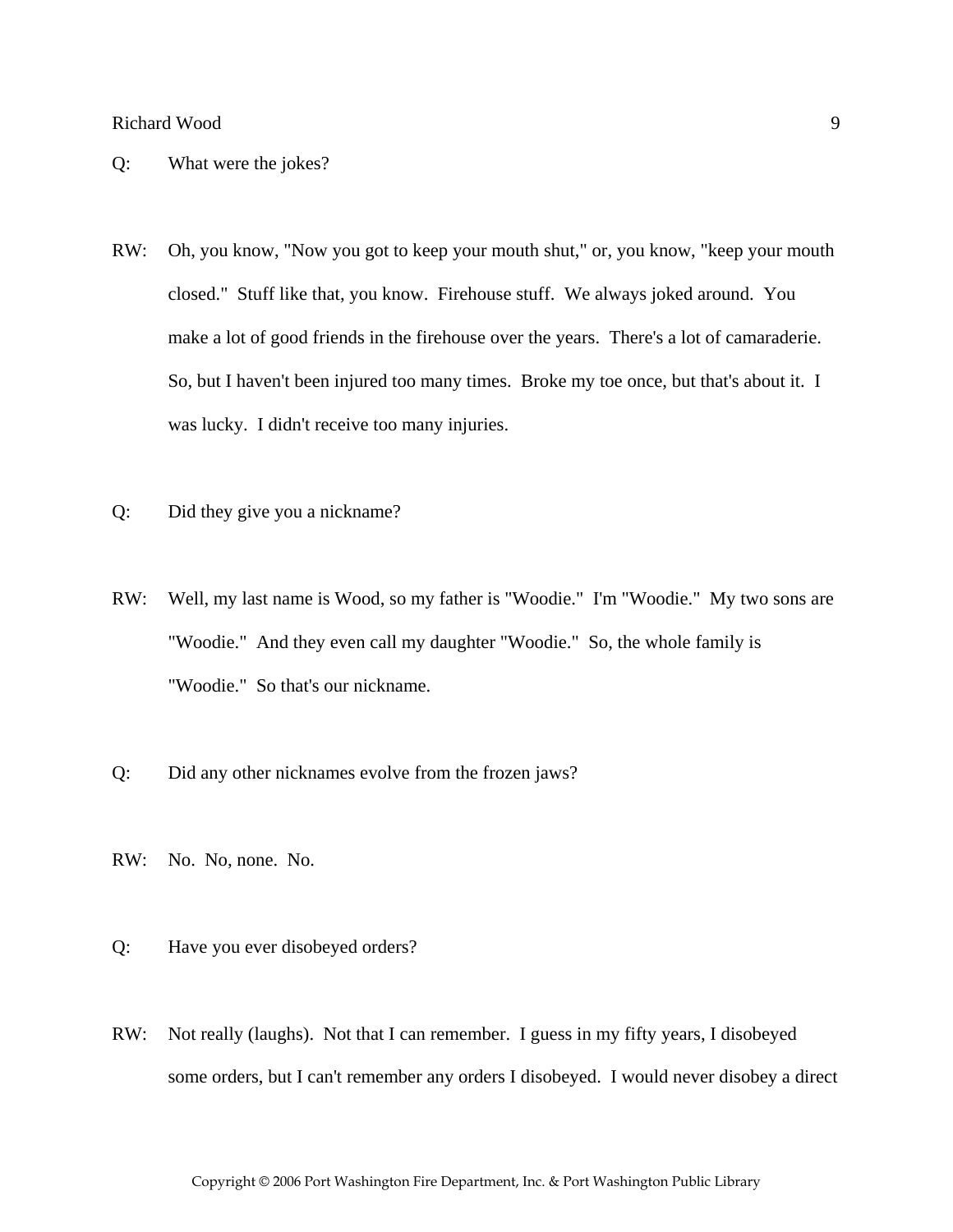Q: What were the jokes?

RW: Oh, you know, "Now you got to keep your mouth shut," or, you know, "keep your mouth closed." Stuff like that, you know. Firehouse stuff. We always joked around. You make a lot of good friends in the firehouse over the years. There's a lot of camaraderie. So, but I haven't been injured too many times. Broke my toe once, but that's about it. I was lucky. I didn't receive too many injuries.

Q: Did they give you a nickname?

RW: Well, my last name is Wood, so my father is "Woodie." I'm "Woodie." My two sons are "Woodie." And they even call my daughter "Woodie." So, the whole family is "Woodie." So that's our nickname.

Q: Did any other nicknames evolve from the frozen jaws?

RW: No. No, none. No.

Q: Have you ever disobeyed orders?

RW: Not really (laughs). Not that I can remember. I guess in my fifty years, I disobeyed some orders, but I can't remember any orders I disobeyed. I would never disobey a direct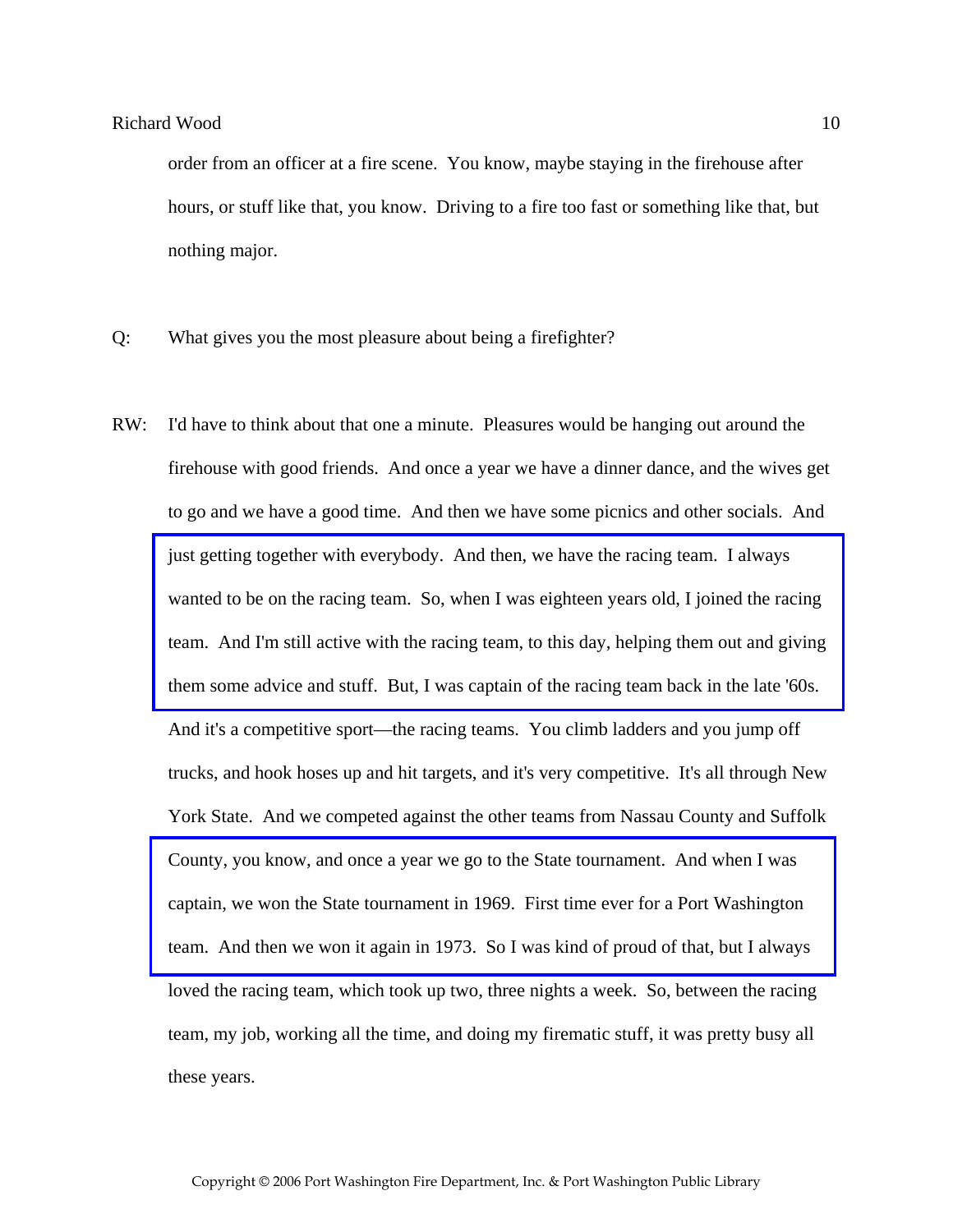order from an officer at a fire scene. You know, maybe staying in the firehouse after hours, or stuff like that, you know. Driving to a fire too fast or something like that, but nothing major.

Q: What gives you the most pleasure about being a firefighter?

RW: I'd have to think about that one a minute. Pleasures would be hanging out around the firehouse with good friends. And once a year we have a dinner dance, and the wives get to go and we have a good time. And then we have some picnics and other socials. And just getting together with everybody. And then, we have the racing team. I always wanted to be on the racing team. So, when I was eighteen years old, I joined the racing team. And I'm still active with the racing team, to this day, helping them out and giving them some advice and stuff. But, I was captain of the racing team back in the late '60s. And it's a competitive sport—the racing teams. You climb ladders and you jump off trucks, and hook hoses up and hit targets, and it's very competitive. It's all through New York State. And we competed against the other teams from Nassau County and Suffolk County, you know, and once a year we go to the State tournament. And when I was captain, we won the State tournament in 1969. First time ever for a Port Washington team. And then we won it again in 1973. So I was kind of proud of that, but I always loved the racing team, which took up two, three nights a week. So, between the racing team, my job, working all the time, and doing my firematic stuff, it was pretty busy all these years.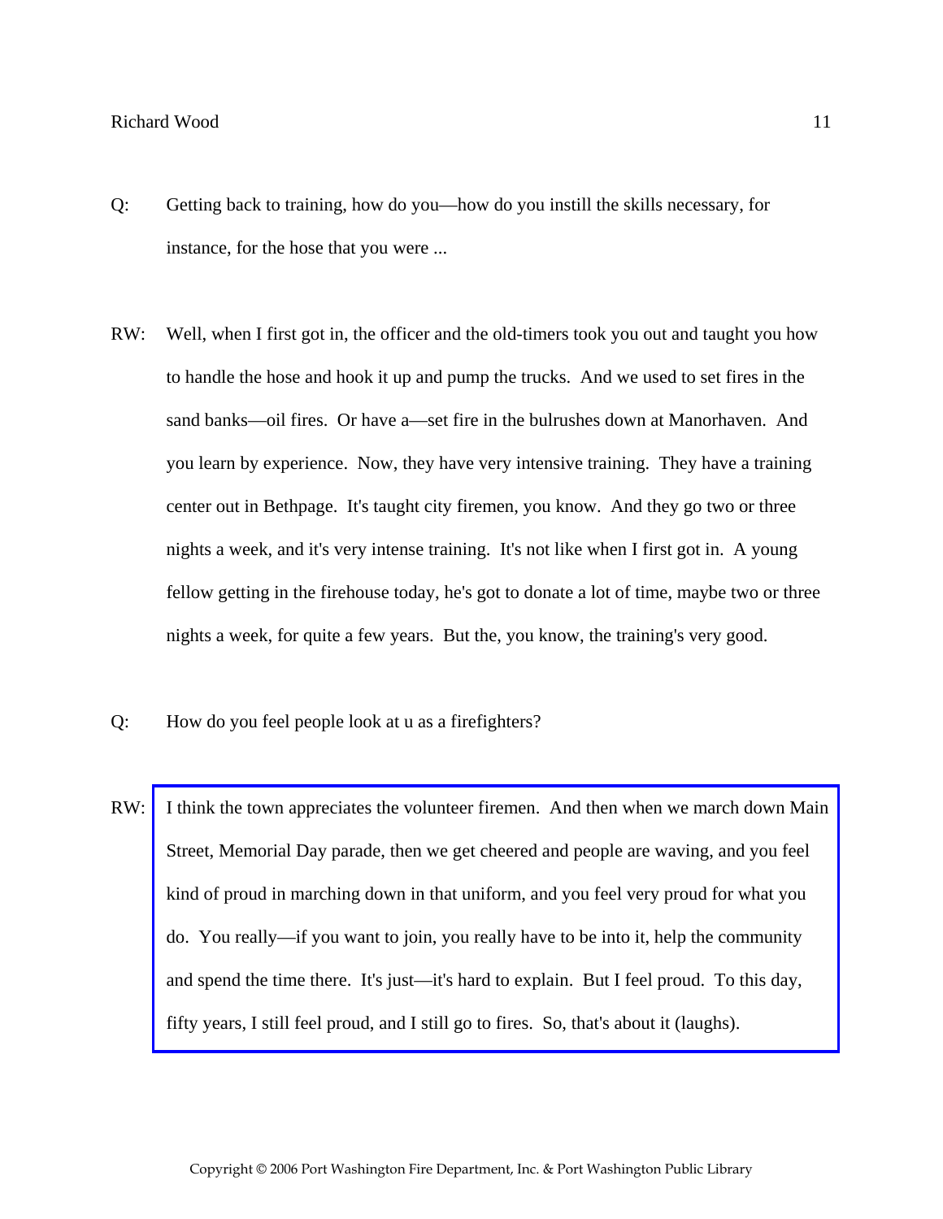Q: Getting back to training, how do you—how do you instill the skills necessary, for instance, for the hose that you were ...

RW: Well, when I first got in, the officer and the old-timers took you out and taught you how to handle the hose and hook it up and pump the trucks. And we used to set fires in the sand banks—oil fires. Or have a—set fire in the bulrushes down at Manorhaven. And you learn by experience. Now, they have very intensive training. They have a training center out in Bethpage. It's taught city firemen, you know. And they go two or three nights a week, and it's very intense training. It's not like when I first got in. A young fellow getting in the firehouse today, he's got to donate a lot of time, maybe two or three nights a week, for quite a few years. But the, you know, the training's very good.

Q: How do you feel people look at u as a firefighters?

RW: I think the town appreciates the volunteer firemen. And then when we march down Main Street, Memorial Day parade, then we get cheered and people are waving, and you feel kind of proud in marching down in that uniform, and you feel very proud for what you do. You really—if you want to join, you really have to be into it, help the community and spend the time there. It's just—it's hard to explain. But I feel proud. To this day, fifty years, I still feel proud, and I still go to fires. So, that's about it (laughs).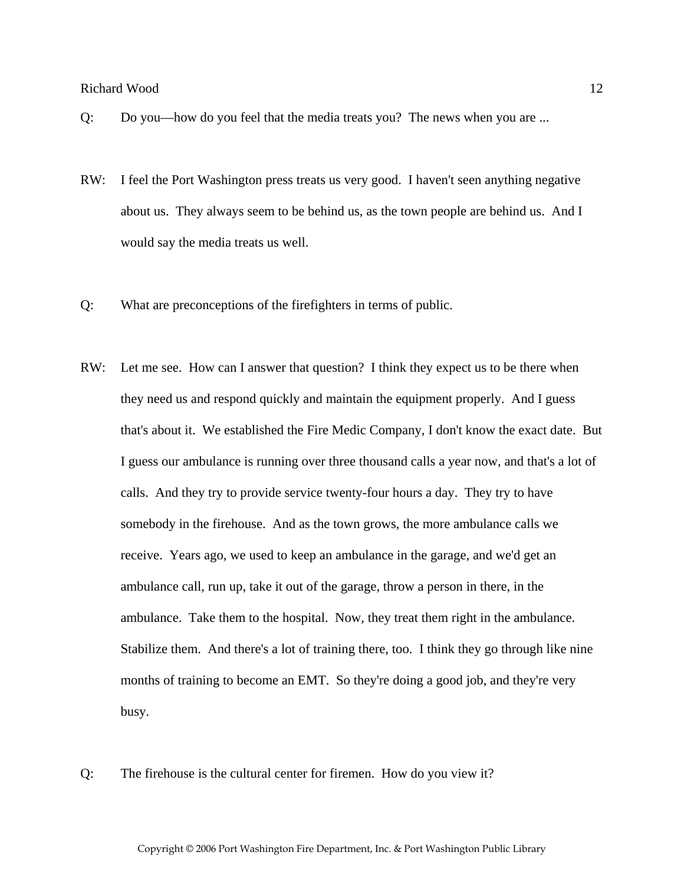Q: Do you—how do you feel that the media treats you? The news when you are ...

RW: I feel the Port Washington press treats us very good. I haven't seen anything negative about us. They always seem to be behind us, as the town people are behind us. And I would say the media treats us well.

Q: What are preconceptions of the firefighters in terms of public.

RW: Let me see. How can I answer that question? I think they expect us to be there when they need us and respond quickly and maintain the equipment properly. And I guess that's about it. We established the Fire Medic Company, I don't know the exact date. But I guess our ambulance is running over three thousand calls a year now, and that's a lot of calls. And they try to provide service twenty-four hours a day. They try to have somebody in the firehouse. And as the town grows, the more ambulance calls we receive. Years ago, we used to keep an ambulance in the garage, and we'd get an ambulance call, run up, take it out of the garage, throw a person in there, in the ambulance. Take them to the hospital. Now, they treat them right in the ambulance. Stabilize them. And there's a lot of training there, too. I think they go through like nine months of training to become an EMT. So they're doing a good job, and they're very busy.

Q: The firehouse is the cultural center for firemen. How do you view it?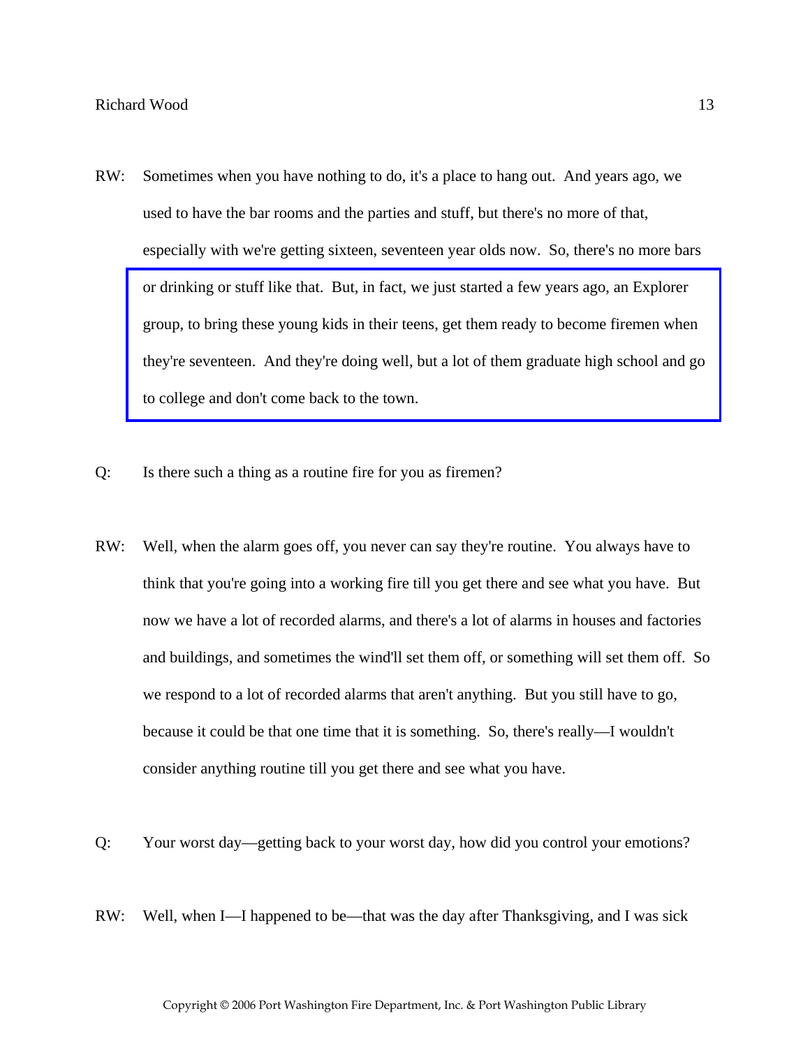RW: Sometimes when you have nothing to do, it's a place to hang out. And years ago, we used to have the bar rooms and the parties and stuff, but there's no more of that, especially with we're getting sixteen, seventeen year olds now. So, there's no more bars or drinking or stuff like that. But, in fact, we just started a few years ago, an Explorer group, to bring these young kids in their teens, get them ready to become firemen when they're seventeen. And they're doing well, but a lot of them graduate high school and go to college and don't come back to the town.

Q: Is there such a thing as a routine fire for you as firemen?

RW: Well, when the alarm goes off, you never can say they're routine. You always have to think that you're going into a working fire till you get there and see what you have. But now we have a lot of recorded alarms, and there's a lot of alarms in houses and factories and buildings, and sometimes the wind'll set them off, or something will set them off. So we respond to a lot of recorded alarms that aren't anything. But you still have to go, because it could be that one time that it is something. So, there's really—I wouldn't consider anything routine till you get there and see what you have.

Q: Your worst day—getting back to your worst day, how did you control your emotions?

RW: Well, when I—I happened to be—that was the day after Thanksgiving, and I was sick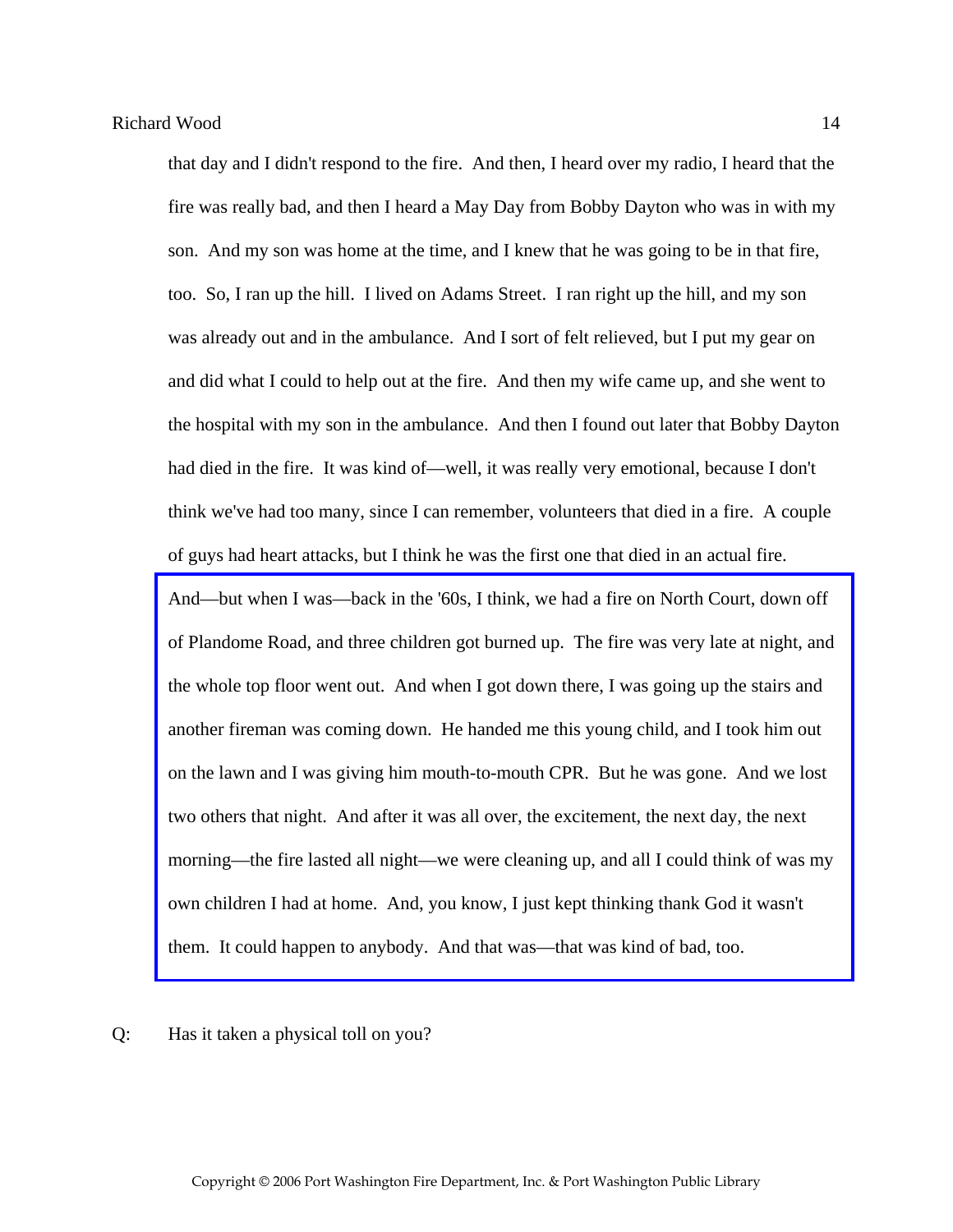that day and I didn't respond to the fire. And then, I heard over my radio, I heard that the fire was really bad, and then I heard a May Day from Bobby Dayton who was in with my son. And my son was home at the time, and I knew that he was going to be in that fire, too. So, I ran up the hill. I lived on Adams Street. I ran right up the hill, and my son was already out and in the ambulance. And I sort of felt relieved, but I put my gear on and did what I could to help out at the fire. And then my wife came up, and she went to the hospital with my son in the ambulance. And then I found out later that Bobby Dayton had died in the fire. It was kind of—well, it was really very emotional, because I don't think we've had too many, since I can remember, volunteers that died in a fire. A couple of guys had heart attacks, but I think he was the first one that died in an actual fire. And—but when I was—back in the '60s, I think, we had a fire on North Court, down off of Plandome Road, and three children got burned up. The fire was very late at night, and the whole top floor went out. And when I got down there, I was going up the stairs and another fireman was coming down. He handed me this young child, and I took him out on the lawn and I was giving him mouth-to-mouth CPR. But he was gone. And we lost two others that night. And after it was all over, the excitement, the next day, the next morning—the fire lasted all night—we were cleaning up, and all I could think of was my own children I had at home. And, you know, I just kept thinking thank God it wasn't them. It could happen to anybody. And that was—that was kind of bad, too.

Q: Has it taken a physical toll on you?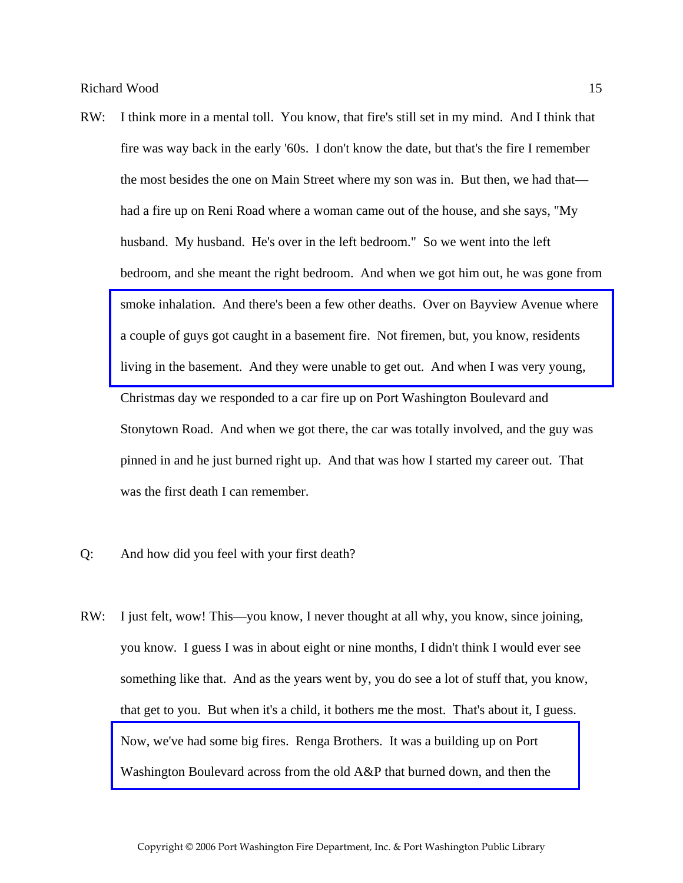RW: I think more in a mental toll. You know, that fire's still set in my mind. And I think that fire was way back in the early '60s. I don't know the date, but that's the fire I remember the most besides the one on Main Street where my son was in. But then, we had that—had a fire up on Reni Road where a woman came out of the house, and she says, "My husband. My husband. He's over in the left bedroom." So we went into the left bedroom, and she meant the right bedroom. And when we got him out, he was gone from smoke inhalation. And there's been a few other deaths. Over on Bayview Avenue where a couple of guys got caught in a basement fire. Not firemen, but, you know, residents living in the basement. And they were unable to get out. And when I was very young, Christmas day we responded to a car fire up on Port Washington Boulevard and Stonytown Road. And when we got there, the car was totally involved, and the guy was pinned in and he just burned right up. And that was how I started my career out. That was the first death I can remember.

Q: And how did you feel with your first death?

RW: I just felt, wow! This—you know, I never thought at all why, you know, since joining, you know. I guess I was in about eight or nine months, I didn't think I would ever see something like that. And as the years went by, you do see a lot of stuff that, you know, that get to you. But when it's a child, it bothers me the most. That's about it, I guess. Now, we've had some big fires. Renga Brothers. It was a building up on Port Washington Boulevard across from the old A&P that burned down, and then the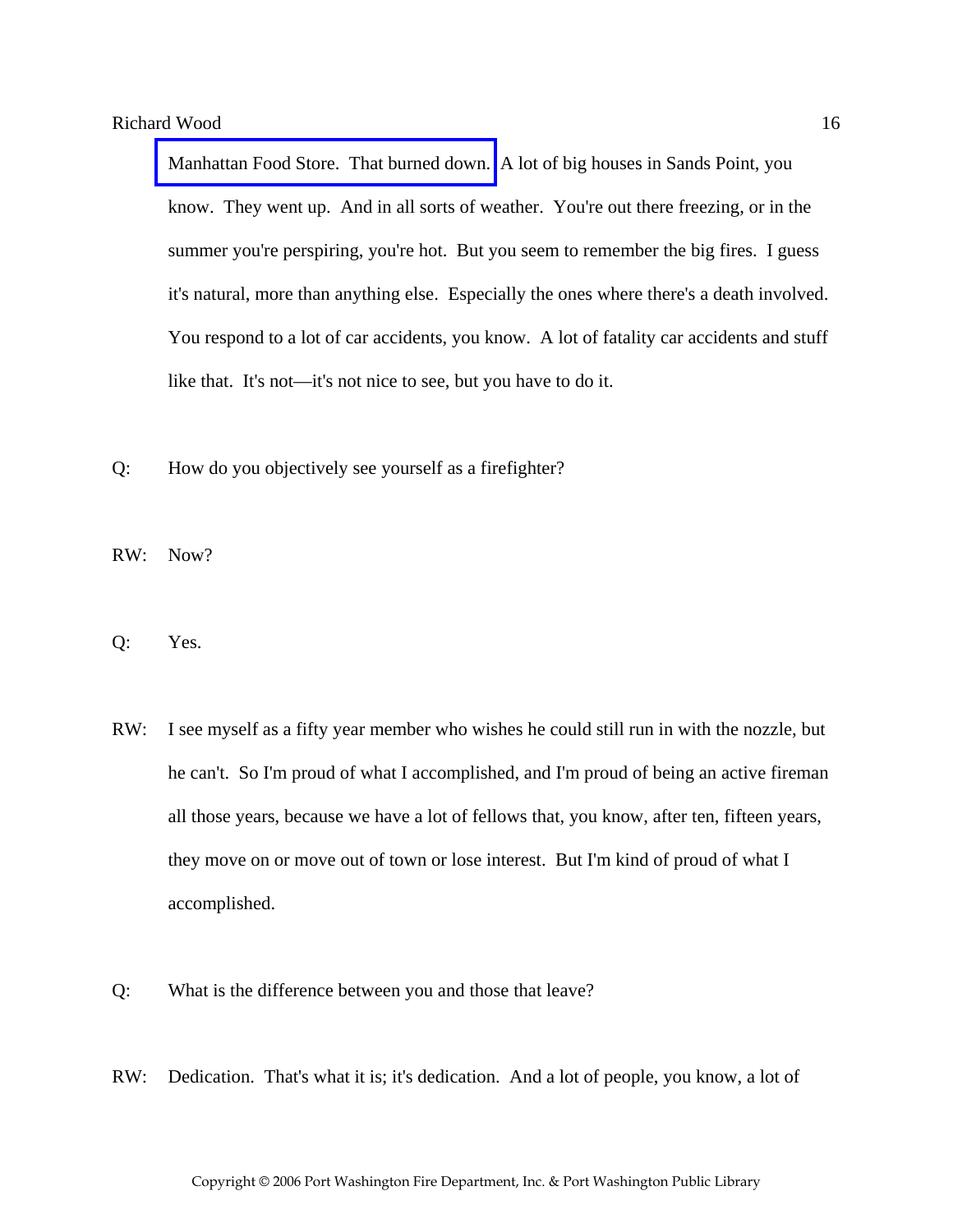Manhattan Food Store. That burned down. A lot of big houses in Sands Point, you know. They went up. And in all sorts of weather. You're out there freezing, or in the summer you're perspiring, you're hot. But you seem to remember the big fires. I guess it's natural, more than anything else. Especially the ones where there's a death involved. You respond to a lot of car accidents, you know. A lot of fatality car accidents and stuff like that. It's not—it's not nice to see, but you have to do it.

Q: How do you objectively see yourself as a firefighter?

RW: Now?

Q: Yes.

RW: I see myself as a fifty year member who wishes he could still run in with the nozzle, but he can't. So I'm proud of what I accomplished, and I'm proud of being an active fireman all those years, because we have a lot of fellows that, you know, after ten, fifteen years, they move on or move out of town or lose interest. But I'm kind of proud of what I accomplished.

Q: What is the difference between you and those that leave?

RW: Dedication. That's what it is; it's dedication. And a lot of people, you know, a lot of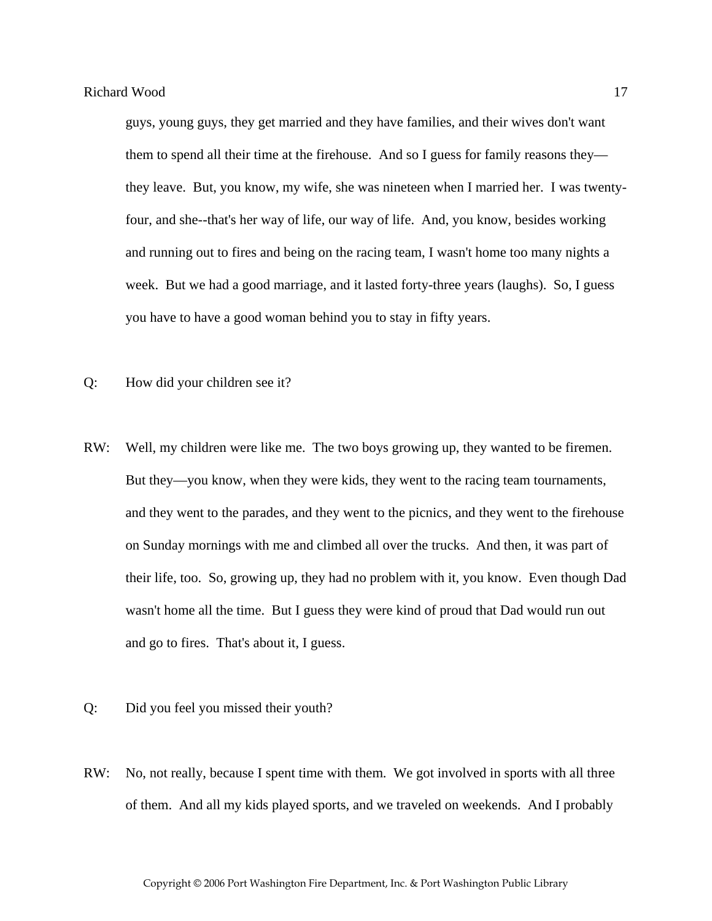guys, young guys, they get married and they have families, and their wives don't want them to spend all their time at the firehouse. And so I guess for family reasons they—they leave. But, you know, my wife, she was nineteen when I married her. I was twenty-four, and she--that's her way of life, our way of life. And, you know, besides working and running out to fires and being on the racing team, I wasn't home too many nights a week. But we had a good marriage, and it lasted forty-three years (laughs). So, I guess you have to have a good woman behind you to stay in fifty years.

Q: How did your children see it?

RW: Well, my children were like me. The two boys growing up, they wanted to be firemen. But they—you know, when they were kids, they went to the racing team tournaments, and they went to the parades, and they went to the picnics, and they went to the firehouse on Sunday mornings with me and climbed all over the trucks. And then, it was part of their life, too. So, growing up, they had no problem with it, you know. Even though Dad wasn't home all the time. But I guess they were kind of proud that Dad would run out and go to fires. That's about it, I guess.

Q: Did you feel you missed their youth?

RW: No, not really, because I spent time with them. We got involved in sports with all three of them. And all my kids played sports, and we traveled on weekends. And I probably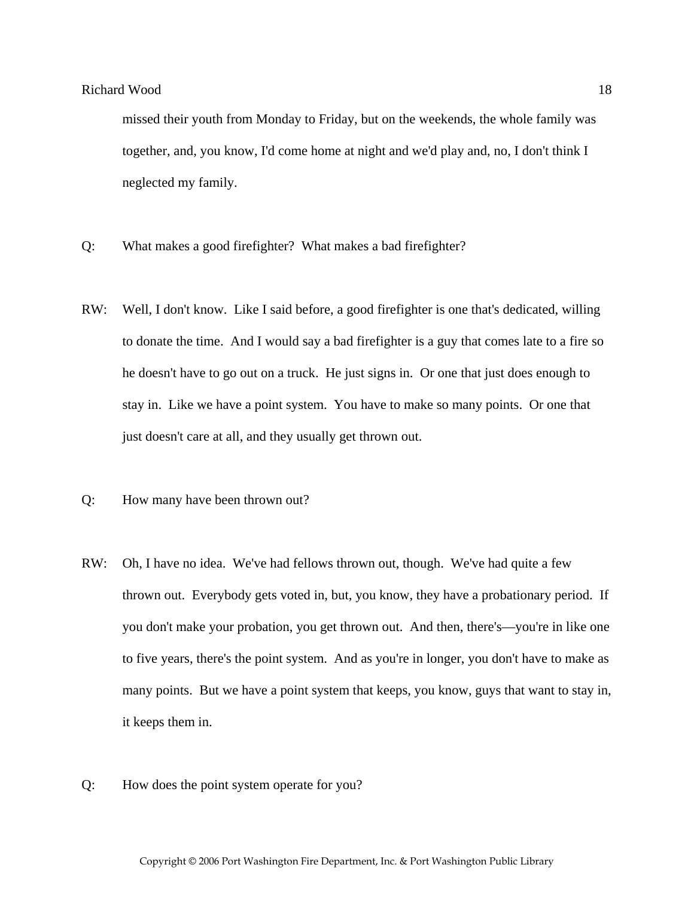missed their youth from Monday to Friday, but on the weekends, the whole family was together, and, you know, I'd come home at night and we'd play and, no, I don't think I neglected my family.

Q: What makes a good firefighter? What makes a bad firefighter?

RW: Well, I don't know. Like I said before, a good firefighter is one that's dedicated, willing to donate the time. And I would say a bad firefighter is a guy that comes late to a fire so he doesn't have to go out on a truck. He just signs in. Or one that just does enough to stay in. Like we have a point system. You have to make so many points. Or one that just doesn't care at all, and they usually get thrown out.

Q: How many have been thrown out?

RW: Oh, I have no idea. We've had fellows thrown out, though. We've had quite a few thrown out. Everybody gets voted in, but, you know, they have a probationary period. If you don't make your probation, you get thrown out. And then, there's—you're in like one to five years, there's the point system. And as you're in longer, you don't have to make as many points. But we have a point system that keeps, you know, guys that want to stay in, it keeps them in.

Q: How does the point system operate for you?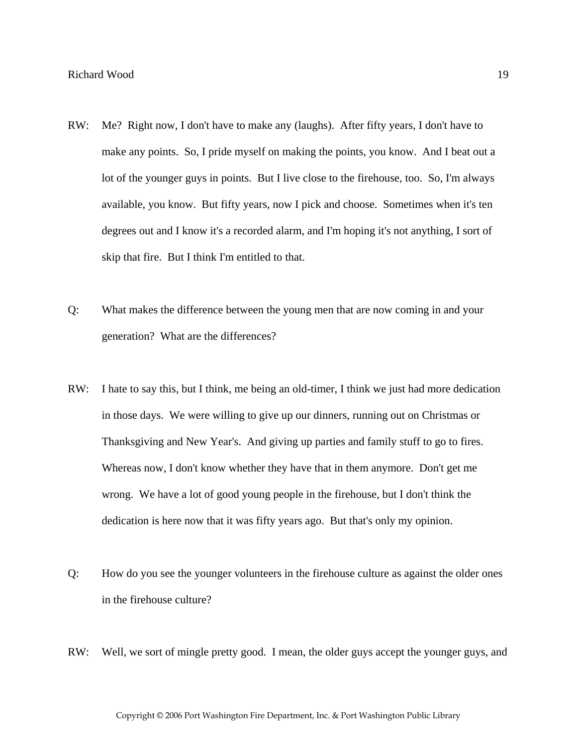RW: Me? Right now, I don't have to make any (laughs). After fifty years, I don't have to make any points. So, I pride myself on making the points, you know. And I beat out a lot of the younger guys in points. But I live close to the firehouse, too. So, I'm always available, you know. But fifty years, now I pick and choose. Sometimes when it's ten degrees out and I know it's a recorded alarm, and I'm hoping it's not anything, I sort of skip that fire. But I think I'm entitled to that.

Q: What makes the difference between the young men that are now coming in and your generation? What are the differences?

RW: I hate to say this, but I think, me being an old-timer, I think we just had more dedication in those days. We were willing to give up our dinners, running out on Christmas or Thanksgiving and New Year's. And giving up parties and family stuff to go to fires. Whereas now, I don't know whether they have that in them anymore. Don't get me wrong. We have a lot of good young people in the firehouse, but I don't think the dedication is here now that it was fifty years ago. But that's only my opinion.

Q: How do you see the younger volunteers in the firehouse culture as against the older ones in the firehouse culture?

RW: Well, we sort of mingle pretty good. I mean, the older guys accept the younger guys, and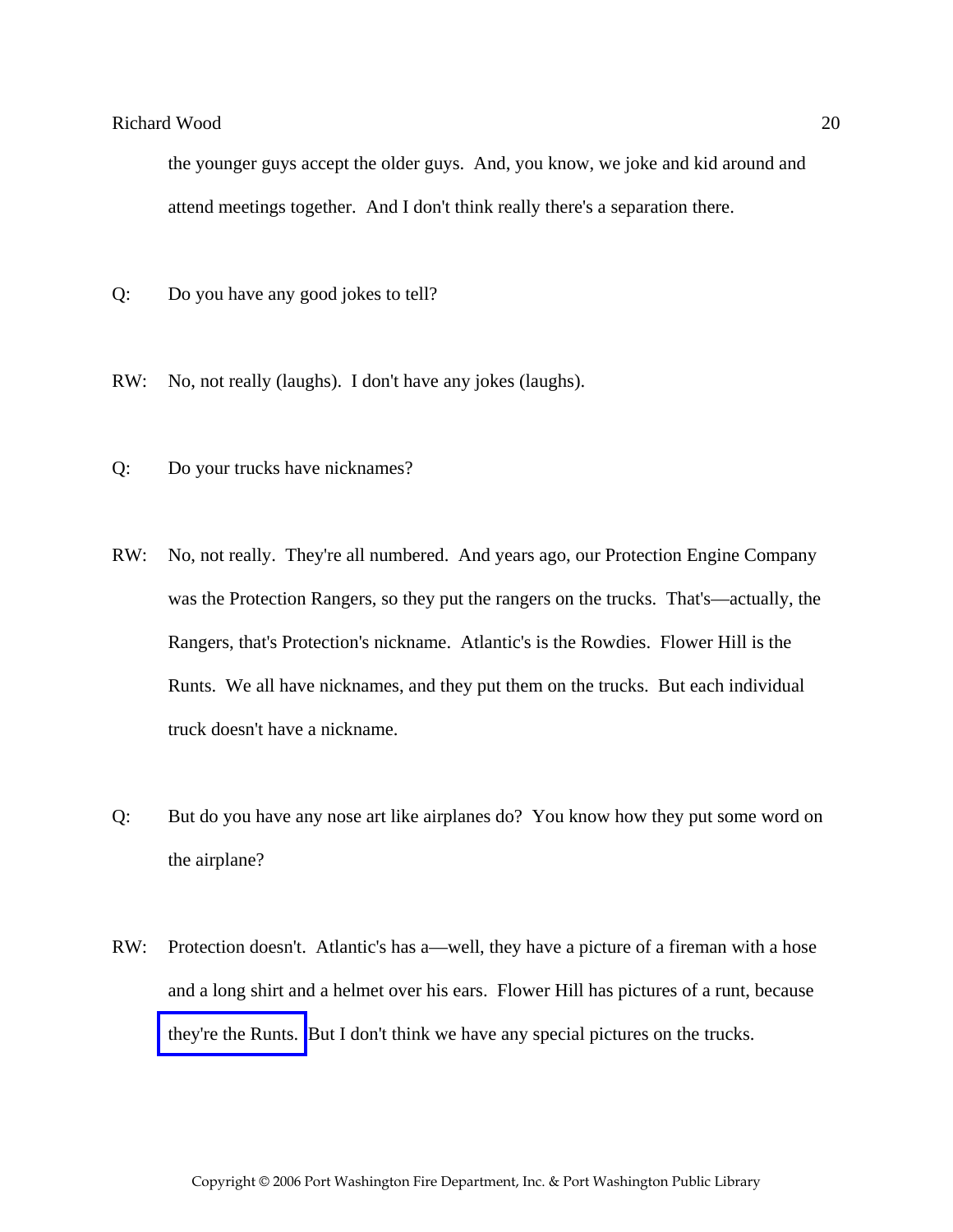the younger guys accept the older guys. And, you know, we joke and kid around and attend meetings together. And I don't think really there's a separation there.

Q: Do you have any good jokes to tell?

RW: No, not really (laughs). I don't have any jokes (laughs).

Q: Do your trucks have nicknames?

RW: No, not really. They're all numbered. And years ago, our Protection Engine Company was the Protection Rangers, so they put the rangers on the trucks. That's—actually, the Rangers, that's Protection's nickname. Atlantic's is the Rowdies. Flower Hill is the Runts. We all have nicknames, and they put them on the trucks. But each individual truck doesn't have a nickname.

Q: But do you have any nose art like airplanes do? You know how they put some word on the airplane?

RW: Protection doesn't. Atlantic's has a—well, they have a picture of a fireman with a hose and a long shirt and a helmet over his ears. Flower Hill has pictures of a runt, because they're the Runts. But I don't think we have any special pictures on the trucks.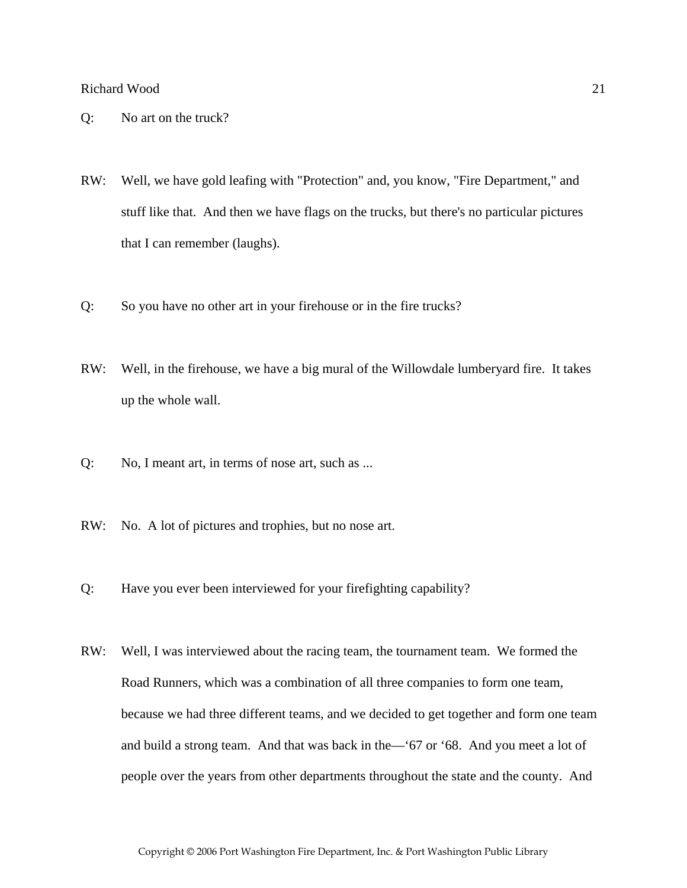Q: No art on the truck?

RW: Well, we have gold leafing with "Protection" and, you know, "Fire Department," and stuff like that. And then we have flags on the trucks, but there's no particular pictures that I can remember (laughs).

Q: So you have no other art in your firehouse or in the fire trucks?

RW: Well, in the firehouse, we have a big mural of the Willowdale lumberyard fire. It takes up the whole wall.

Q: No, I meant art, in terms of nose art, such as ...

RW: No. A lot of pictures and trophies, but no nose art.

Q: Have you ever been interviewed for your firefighting capability?

RW: Well, I was interviewed about the racing team, the tournament team. We formed the Road Runners, which was a combination of all three companies to form one team, because we had three different teams, and we decided to get together and form one team and build a strong team. And that was back in the—'67 or '68. And you meet a lot of people over the years from other departments throughout the state and the county. And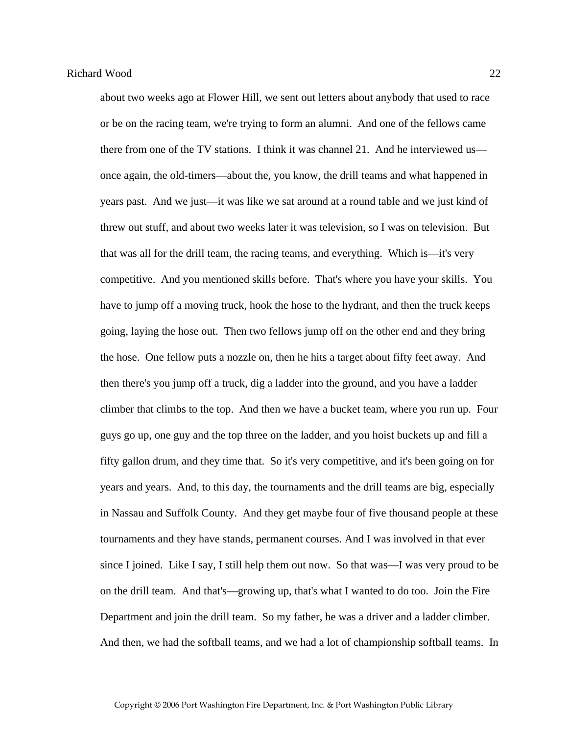about two weeks ago at Flower Hill, we sent out letters about anybody that used to race or be on the racing team, we're trying to form an alumni. And one of the fellows came there from one of the TV stations. I think it was channel 21. And he interviewed us—once again, the old-timers—about the, you know, the drill teams and what happened in years past. And we just—it was like we sat around at a round table and we just kind of threw out stuff, and about two weeks later it was television, so I was on television. But that was all for the drill team, the racing teams, and everything. Which is—it's very competitive. And you mentioned skills before. That's where you have your skills. You have to jump off a moving truck, hook the hose to the hydrant, and then the truck keeps going, laying the hose out. Then two fellows jump off on the other end and they bring the hose. One fellow puts a nozzle on, then he hits a target about fifty feet away. And then there's you jump off a truck, dig a ladder into the ground, and you have a ladder climber that climbs to the top. And then we have a bucket team, where you run up. Four guys go up, one guy and the top three on the ladder, and you hoist buckets up and fill a fifty gallon drum, and they time that. So it's very competitive, and it's been going on for years and years. And, to this day, the tournaments and the drill teams are big, especially in Nassau and Suffolk County. And they get maybe four of five thousand people at these tournaments and they have stands, permanent courses. And I was involved in that ever since I joined. Like I say, I still help them out now. So that was—I was very proud to be on the drill team. And that's—growing up, that's what I wanted to do too. Join the Fire Department and join the drill team. So my father, he was a driver and a ladder climber. And then, we had the softball teams, and we had a lot of championship softball teams. In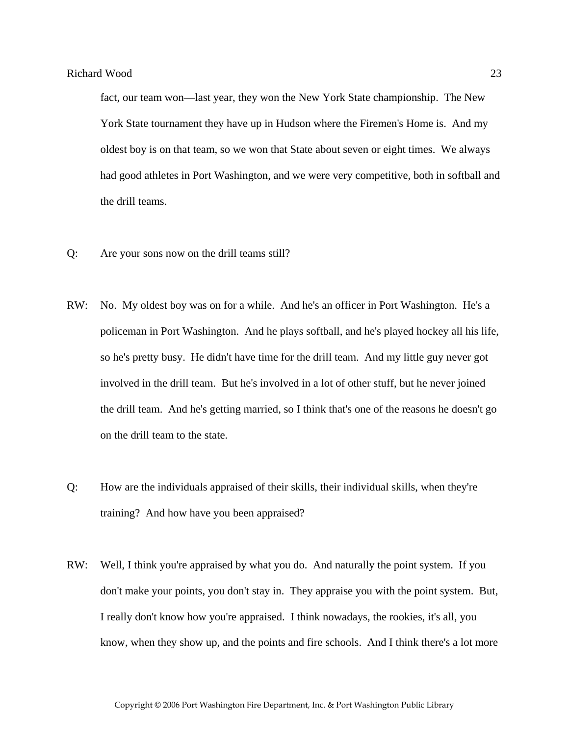fact, our team won—last year, they won the New York State championship. The New York State tournament they have up in Hudson where the Firemen's Home is. And my oldest boy is on that team, so we won that State about seven or eight times. We always had good athletes in Port Washington, and we were very competitive, both in softball and the drill teams.

Q: Are your sons now on the drill teams still?

RW: No. My oldest boy was on for a while. And he's an officer in Port Washington. He's a policeman in Port Washington. And he plays softball, and he's played hockey all his life, so he's pretty busy. He didn't have time for the drill team. And my little guy never got involved in the drill team. But he's involved in a lot of other stuff, but he never joined the drill team. And he's getting married, so I think that's one of the reasons he doesn't go on the drill team to the state.

Q: How are the individuals appraised of their skills, their individual skills, when they're training? And how have you been appraised?

RW: Well, I think you're appraised by what you do. And naturally the point system. If you don't make your points, you don't stay in. They appraise you with the point system. But, I really don't know how you're appraised. I think nowadays, the rookies, it's all, you know, when they show up, and the points and fire schools. And I think there's a lot more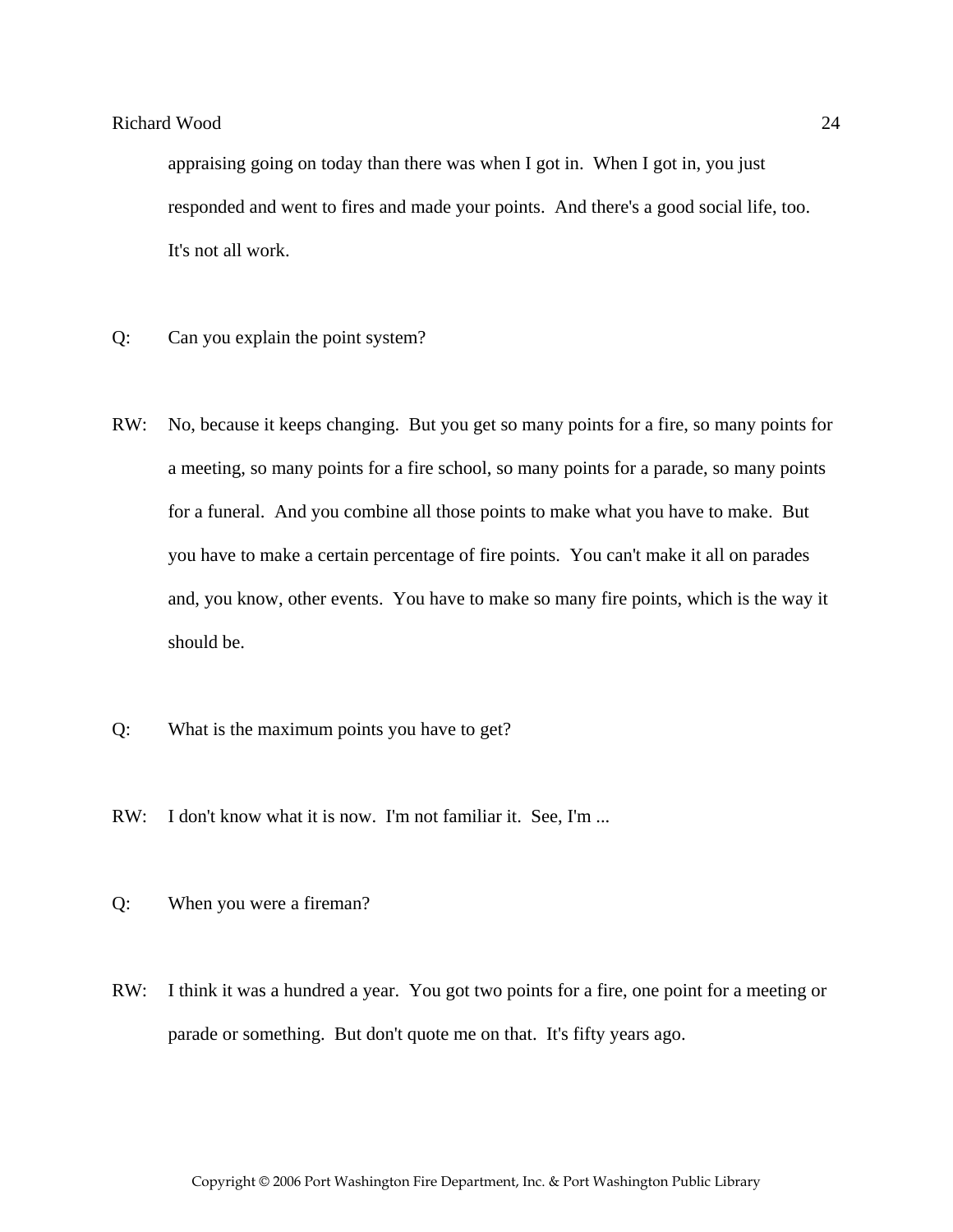appraising going on today than there was when I got in. When I got in, you just responded and went to fires and made your points. And there's a good social life, too. It's not all work.

Q: Can you explain the point system?

RW: No, because it keeps changing. But you get so many points for a fire, so many points for a meeting, so many points for a fire school, so many points for a parade, so many points for a funeral. And you combine all those points to make what you have to make. But you have to make a certain percentage of fire points. You can't make it all on parades and, you know, other events. You have to make so many fire points, which is the way it should be.

Q: What is the maximum points you have to get?

RW: I don't know what it is now. I'm not familiar it. See, I'm ...

Q: When you were a fireman?

RW: I think it was a hundred a year. You got two points for a fire, one point for a meeting or parade or something. But don't quote me on that. It's fifty years ago.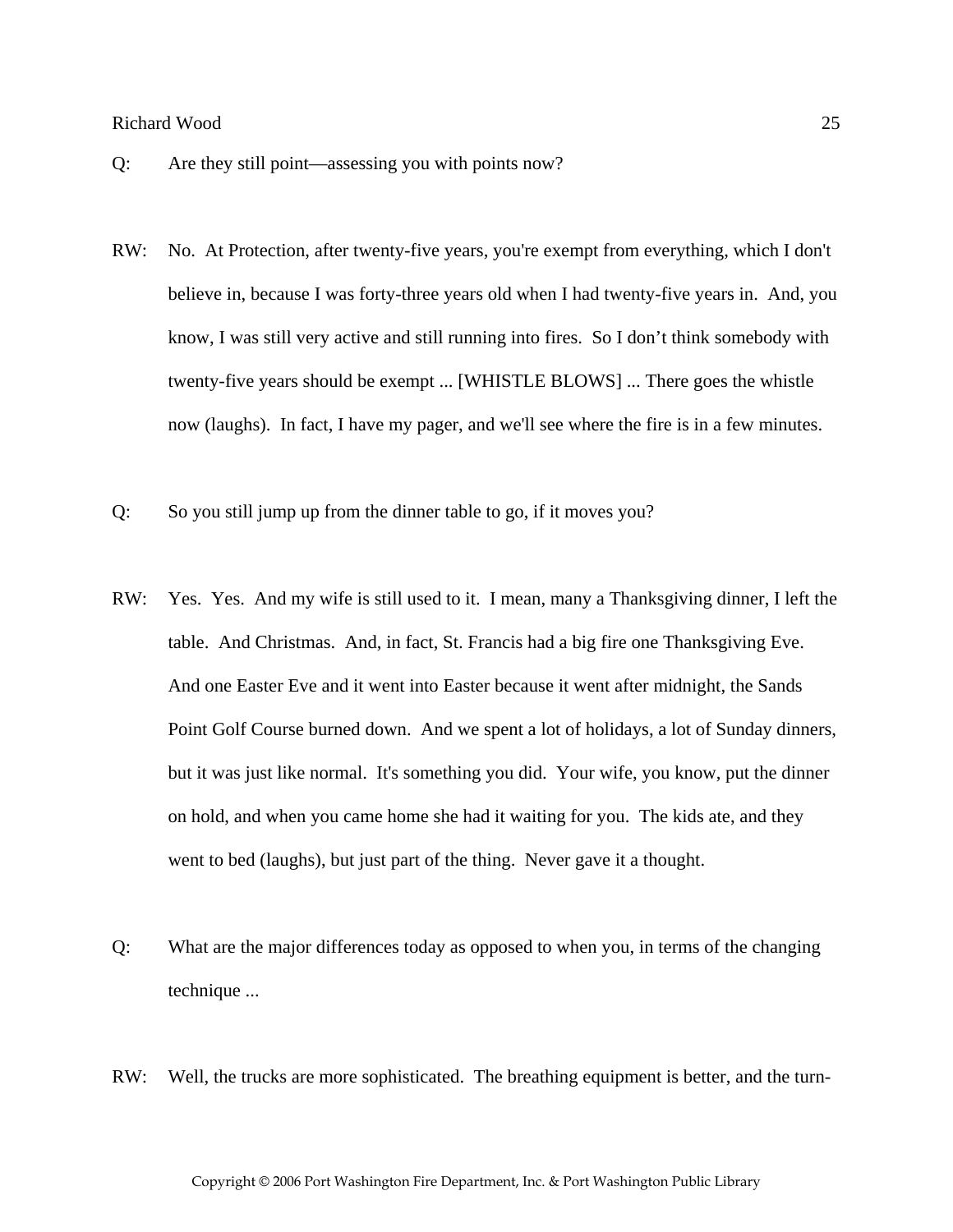Q: Are they still point—assessing you with points now?

RW: No. At Protection, after twenty-five years, you're exempt from everything, which I don't believe in, because I was forty-three years old when I had twenty-five years in. And, you know, I was still very active and still running into fires. So I don't think somebody with twenty-five years should be exempt ... [WHISTLE BLOWS] ... There goes the whistle now (laughs). In fact, I have my pager, and we'll see where the fire is in a few minutes.

Q: So you still jump up from the dinner table to go, if it moves you?

RW: Yes. Yes. And my wife is still used to it. I mean, many a Thanksgiving dinner, I left the table. And Christmas. And, in fact, St. Francis had a big fire one Thanksgiving Eve. And one Easter Eve and it went into Easter because it went after midnight, the Sands Point Golf Course burned down. And we spent a lot of holidays, a lot of Sunday dinners, but it was just like normal. It's something you did. Your wife, you know, put the dinner on hold, and when you came home she had it waiting for you. The kids ate, and they went to bed (laughs), but just part of the thing. Never gave it a thought.

Q: What are the major differences today as opposed to when you, in terms of the changing technique ...

RW: Well, the trucks are more sophisticated. The breathing equipment is better, and the turn-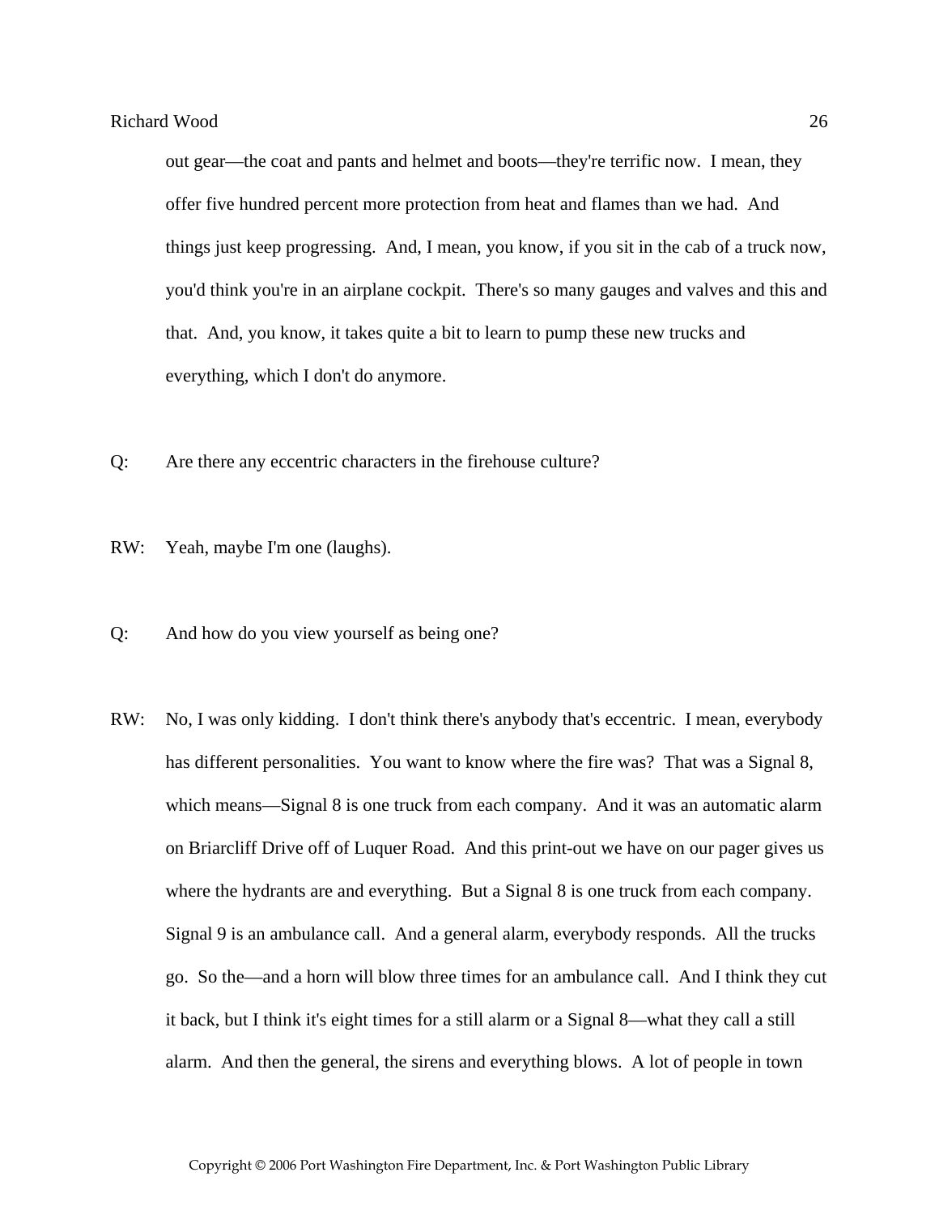out gear—the coat and pants and helmet and boots—they're terrific now. I mean, they offer five hundred percent more protection from heat and flames than we had. And things just keep progressing. And, I mean, you know, if you sit in the cab of a truck now, you'd think you're in an airplane cockpit. There's so many gauges and valves and this and that. And, you know, it takes quite a bit to learn to pump these new trucks and everything, which I don't do anymore.

Q: Are there any eccentric characters in the firehouse culture?

RW: Yeah, maybe I'm one (laughs).

Q: And how do you view yourself as being one?

RW: No, I was only kidding. I don't think there's anybody that's eccentric. I mean, everybody has different personalities. You want to know where the fire was? That was a Signal 8, which means—Signal 8 is one truck from each company. And it was an automatic alarm on Briarcliff Drive off of Luquer Road. And this print-out we have on our pager gives us where the hydrants are and everything. But a Signal 8 is one truck from each company. Signal 9 is an ambulance call. And a general alarm, everybody responds. All the trucks go. So the—and a horn will blow three times for an ambulance call. And I think they cut it back, but I think it's eight times for a still alarm or a Signal 8—what they call a still alarm. And then the general, the sirens and everything blows. A lot of people in town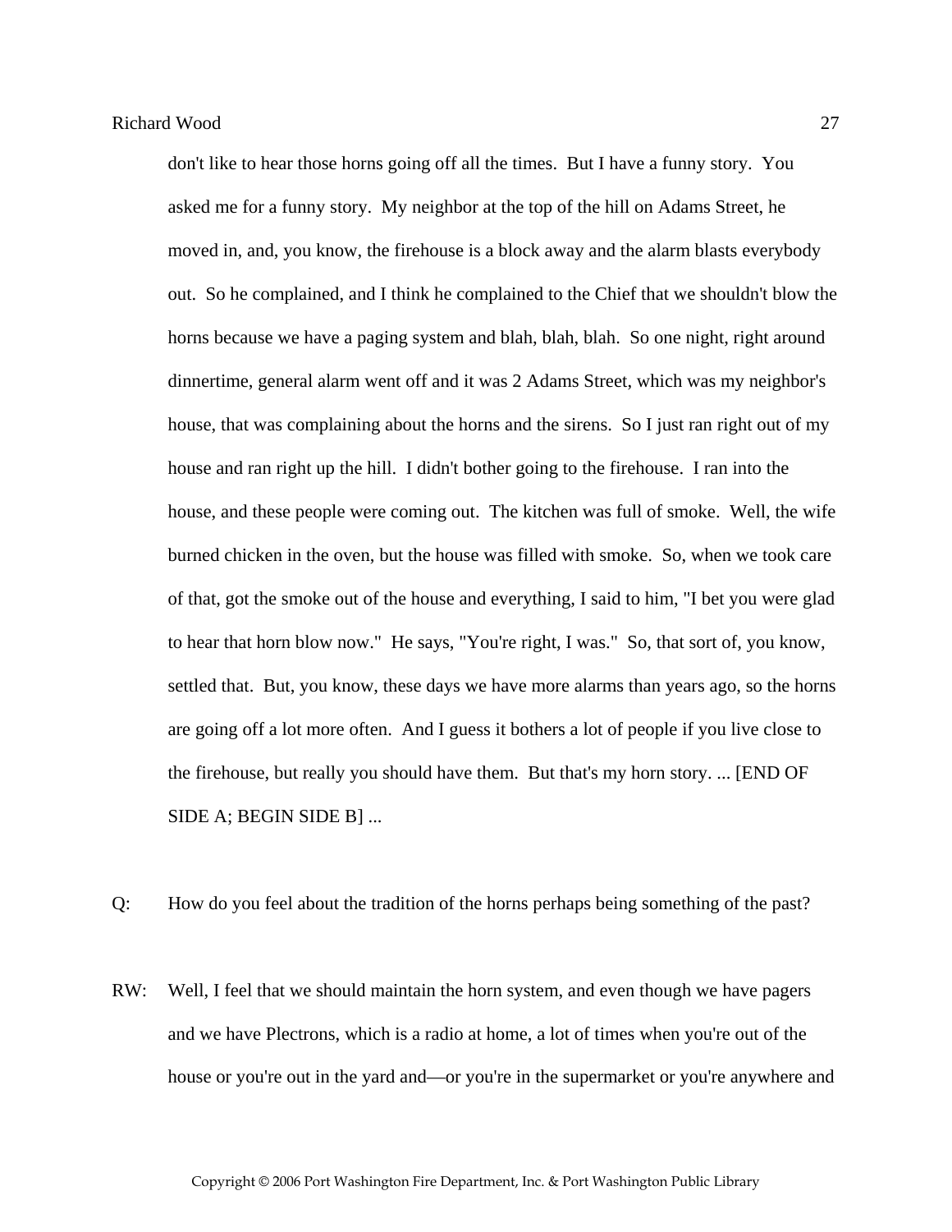don't like to hear those horns going off all the times. But I have a funny story. You asked me for a funny story. My neighbor at the top of the hill on Adams Street, he moved in, and, you know, the firehouse is a block away and the alarm blasts everybody out. So he complained, and I think he complained to the Chief that we shouldn't blow the horns because we have a paging system and blah, blah, blah. So one night, right around dinnertime, general alarm went off and it was 2 Adams Street, which was my neighbor's house, that was complaining about the horns and the sirens. So I just ran right out of my house and ran right up the hill. I didn't bother going to the firehouse. I ran into the house, and these people were coming out. The kitchen was full of smoke. Well, the wife burned chicken in the oven, but the house was filled with smoke. So, when we took care of that, got the smoke out of the house and everything, I said to him, "I bet you were glad to hear that horn blow now." He says, "You're right, I was." So, that sort of, you know, settled that. But, you know, these days we have more alarms than years ago, so the horns are going off a lot more often. And I guess it bothers a lot of people if you live close to the firehouse, but really you should have them. But that's my horn story. ... [END OF SIDE A; BEGIN SIDE B] ...

Q: How do you feel about the tradition of the horns perhaps being something of the past?

RW: Well, I feel that we should maintain the horn system, and even though we have pagers and we have Plectrons, which is a radio at home, a lot of times when you're out of the house or you're out in the yard and—or you're in the supermarket or you're anywhere and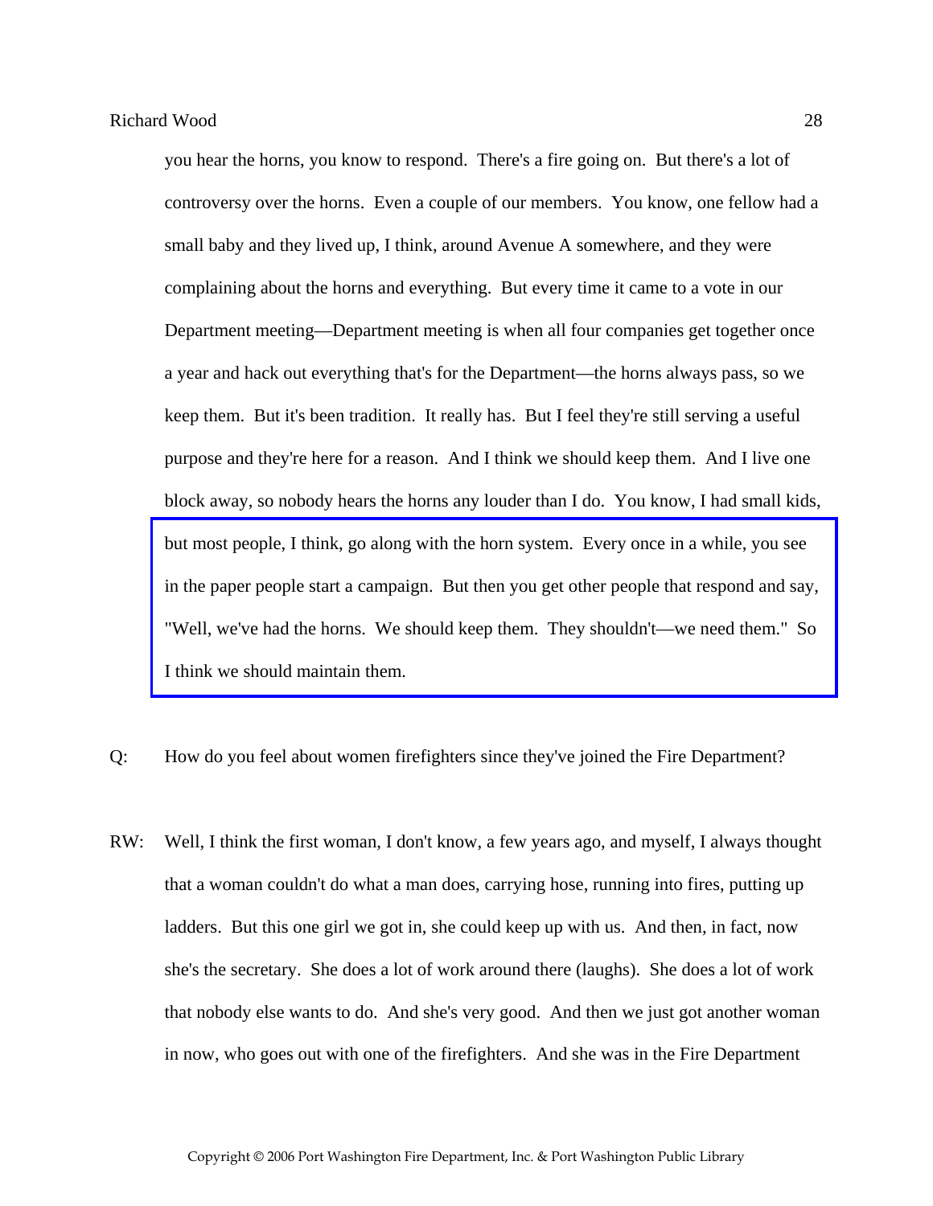you hear the horns, you know to respond. There's a fire going on. But there's a lot of controversy over the horns. Even a couple of our members. You know, one fellow had a small baby and they lived up, I think, around Avenue A somewhere, and they were complaining about the horns and everything. But every time it came to a vote in our Department meeting—Department meeting is when all four companies get together once a year and hack out everything that's for the Department—the horns always pass, so we keep them. But it's been tradition. It really has. But I feel they're still serving a useful purpose and they're here for a reason. And I think we should keep them. And I live one block away, so nobody hears the horns any louder than I do. You know, I had small kids, but most people, I think, go along with the horn system. Every once in a while, you see in the paper people start a campaign. But then you get other people that respond and say, "Well, we've had the horns. We should keep them. They shouldn't—we need them." So I think we should maintain them.

Q: How do you feel about women firefighters since they've joined the Fire Department?

RW: Well, I think the first woman, I don't know, a few years ago, and myself, I always thought that a woman couldn't do what a man does, carrying hose, running into fires, putting up ladders. But this one girl we got in, she could keep up with us. And then, in fact, now she's the secretary. She does a lot of work around there (laughs). She does a lot of work that nobody else wants to do. And she's very good. And then we just got another woman in now, who goes out with one of the firefighters. And she was in the Fire Department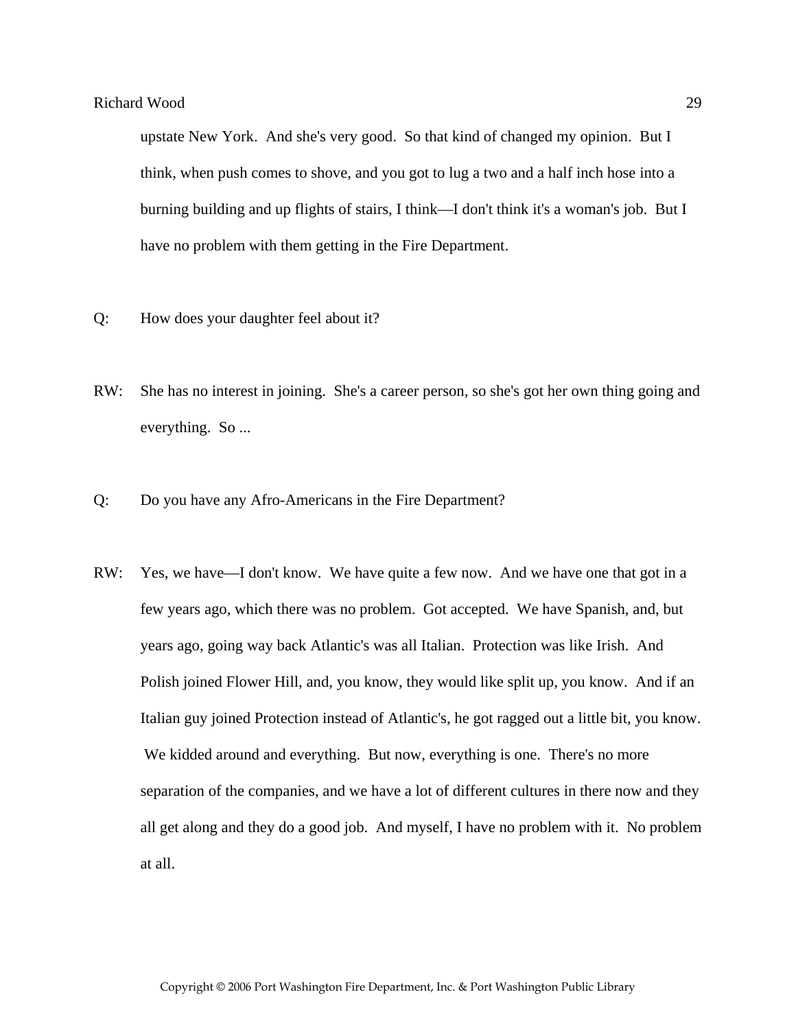upstate New York. And she's very good. So that kind of changed my opinion. But I think, when push comes to shove, and you got to lug a two and a half inch hose into a burning building and up flights of stairs, I think—I don't think it's a woman's job. But I have no problem with them getting in the Fire Department.

Q: How does your daughter feel about it?

RW: She has no interest in joining. She's a career person, so she's got her own thing going and everything. So ...

Q: Do you have any Afro-Americans in the Fire Department?

RW: Yes, we have—I don't know. We have quite a few now. And we have one that got in a few years ago, which there was no problem. Got accepted. We have Spanish, and, but years ago, going way back Atlantic's was all Italian. Protection was like Irish. And Polish joined Flower Hill, and, you know, they would like split up, you know. And if an Italian guy joined Protection instead of Atlantic's, he got ragged out a little bit, you know. We kidded around and everything. But now, everything is one. There's no more separation of the companies, and we have a lot of different cultures in there now and they all get along and they do a good job. And myself, I have no problem with it. No problem at all.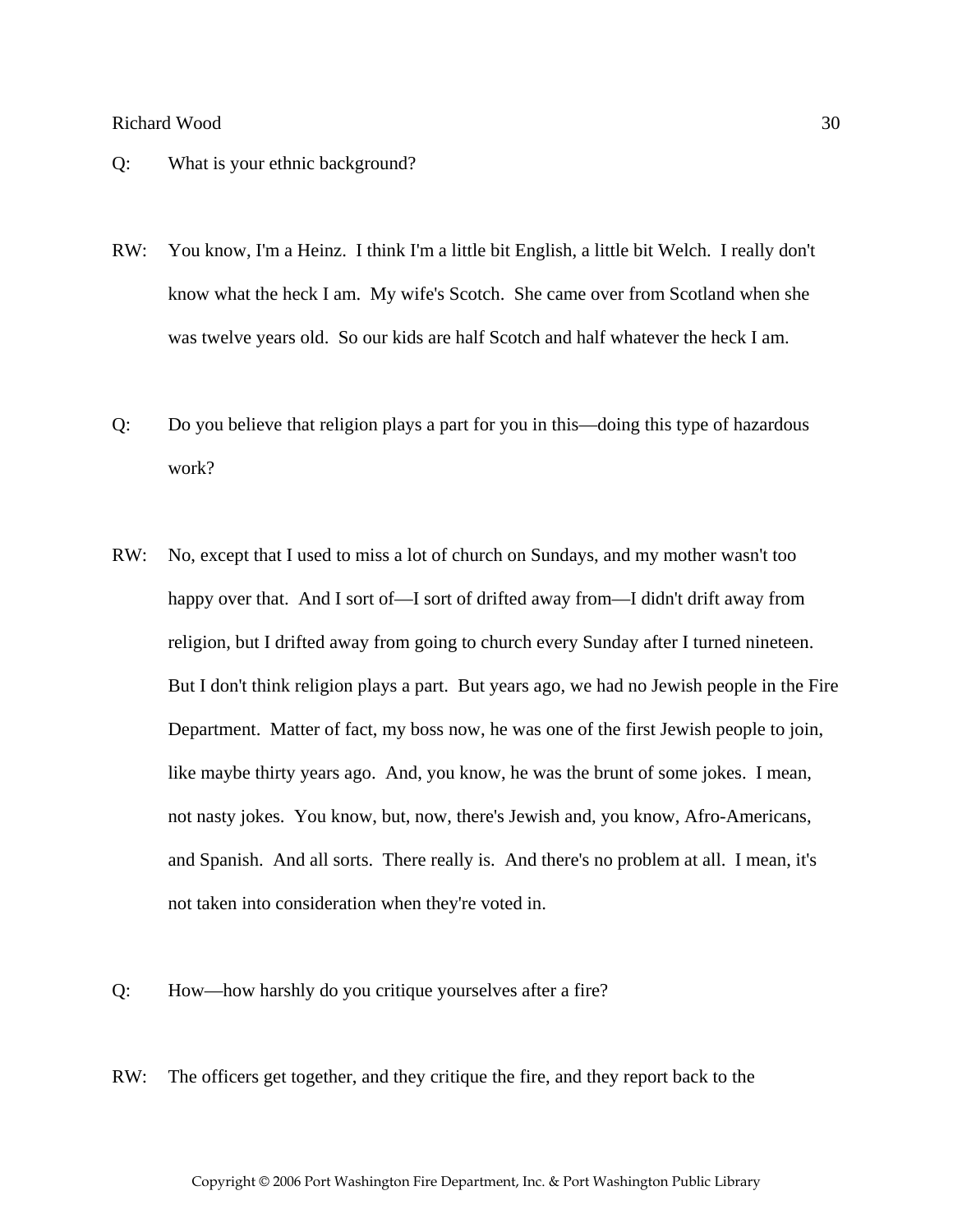Q: What is your ethnic background?

RW: You know, I'm a Heinz. I think I'm a little bit English, a little bit Welch. I really don't know what the heck I am. My wife's Scotch. She came over from Scotland when she was twelve years old. So our kids are half Scotch and half whatever the heck I am.

Q: Do you believe that religion plays a part for you in this—doing this type of hazardous work?

RW: No, except that I used to miss a lot of church on Sundays, and my mother wasn't too happy over that. And I sort of—I sort of drifted away from—I didn't drift away from religion, but I drifted away from going to church every Sunday after I turned nineteen. But I don't think religion plays a part. But years ago, we had no Jewish people in the Fire Department. Matter of fact, my boss now, he was one of the first Jewish people to join, like maybe thirty years ago. And, you know, he was the brunt of some jokes. I mean, not nasty jokes. You know, but, now, there's Jewish and, you know, Afro-Americans, and Spanish. And all sorts. There really is. And there's no problem at all. I mean, it's not taken into consideration when they're voted in.

Q: How—how harshly do you critique yourselves after a fire?

RW: The officers get together, and they critique the fire, and they report back to the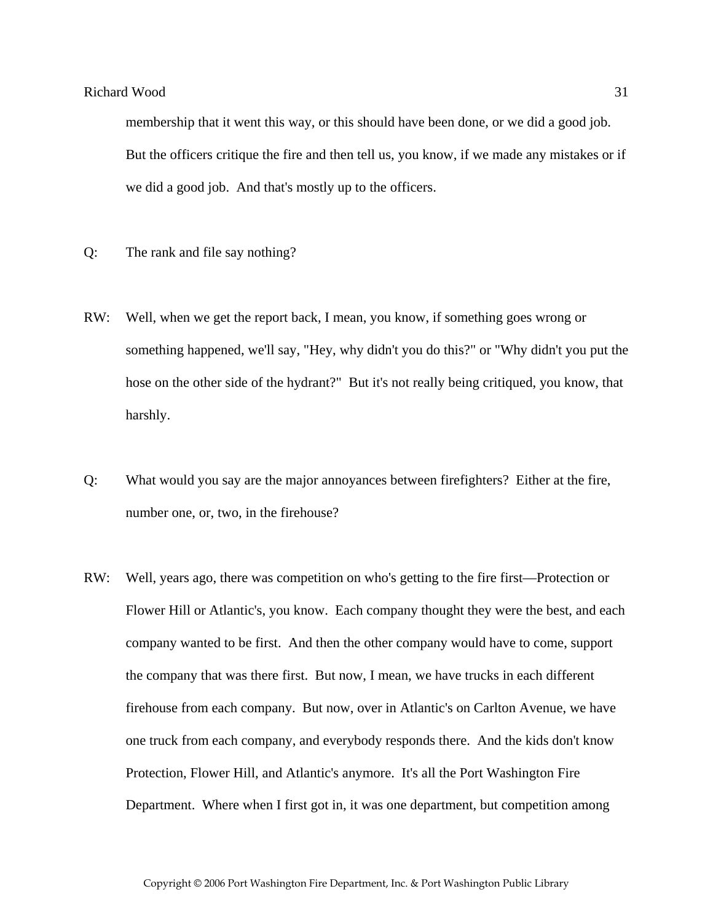membership that it went this way, or this should have been done, or we did a good job. But the officers critique the fire and then tell us, you know, if we made any mistakes or if we did a good job. And that's mostly up to the officers.

Q: The rank and file say nothing?

RW: Well, when we get the report back, I mean, you know, if something goes wrong or something happened, we'll say, "Hey, why didn't you do this?" or "Why didn't you put the hose on the other side of the hydrant?" But it's not really being critiqued, you know, that harshly.

Q: What would you say are the major annoyances between firefighters? Either at the fire, number one, or, two, in the firehouse?

RW: Well, years ago, there was competition on who's getting to the fire first—Protection or Flower Hill or Atlantic's, you know. Each company thought they were the best, and each company wanted to be first. And then the other company would have to come, support the company that was there first. But now, I mean, we have trucks in each different firehouse from each company. But now, over in Atlantic's on Carlton Avenue, we have one truck from each company, and everybody responds there. And the kids don't know Protection, Flower Hill, and Atlantic's anymore. It's all the Port Washington Fire Department. Where when I first got in, it was one department, but competition among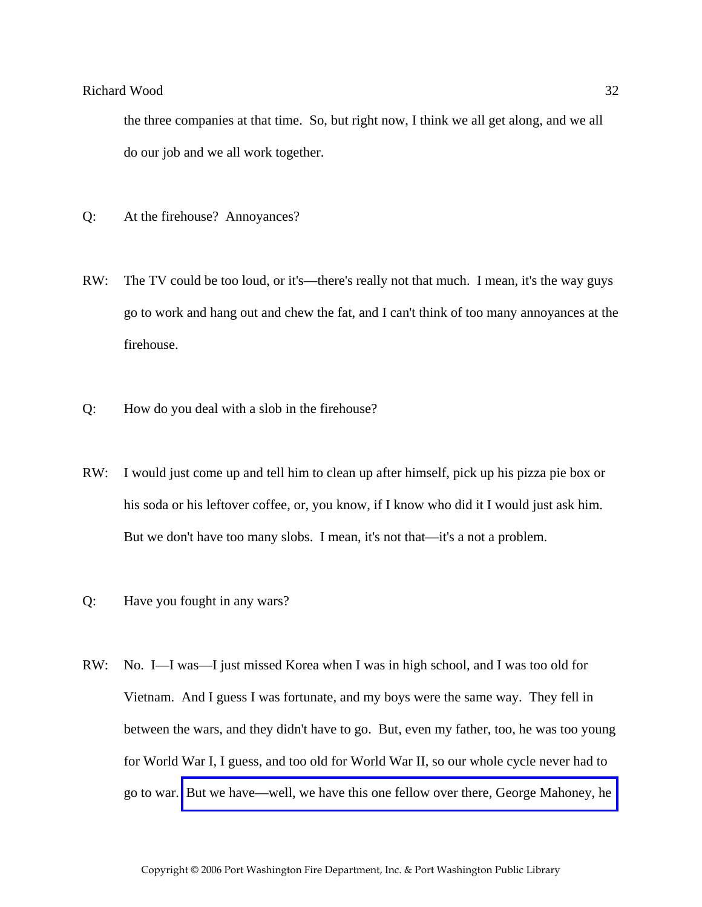the three companies at that time. So, but right now, I think we all get along, and we all do our job and we all work together.

Q: At the firehouse? Annoyances?

RW: The TV could be too loud, or it's—there's really not that much. I mean, it's the way guys go to work and hang out and chew the fat, and I can't think of too many annoyances at the firehouse.

Q: How do you deal with a slob in the firehouse?

RW: I would just come up and tell him to clean up after himself, pick up his pizza pie box or his soda or his leftover coffee, or, you know, if I know who did it I would just ask him. But we don't have too many slobs. I mean, it's not that—it's a not a problem.

Q: Have you fought in any wars?

RW: No. I—I was—I just missed Korea when I was in high school, and I was too old for Vietnam. And I guess I was fortunate, and my boys were the same way. They fell in between the wars, and they didn't have to go. But, even my father, too, he was too young for World War I, I guess, and too old for World War II, so our whole cycle never had to go to war. But we have—well, we have this one fellow over there, George Mahoney, he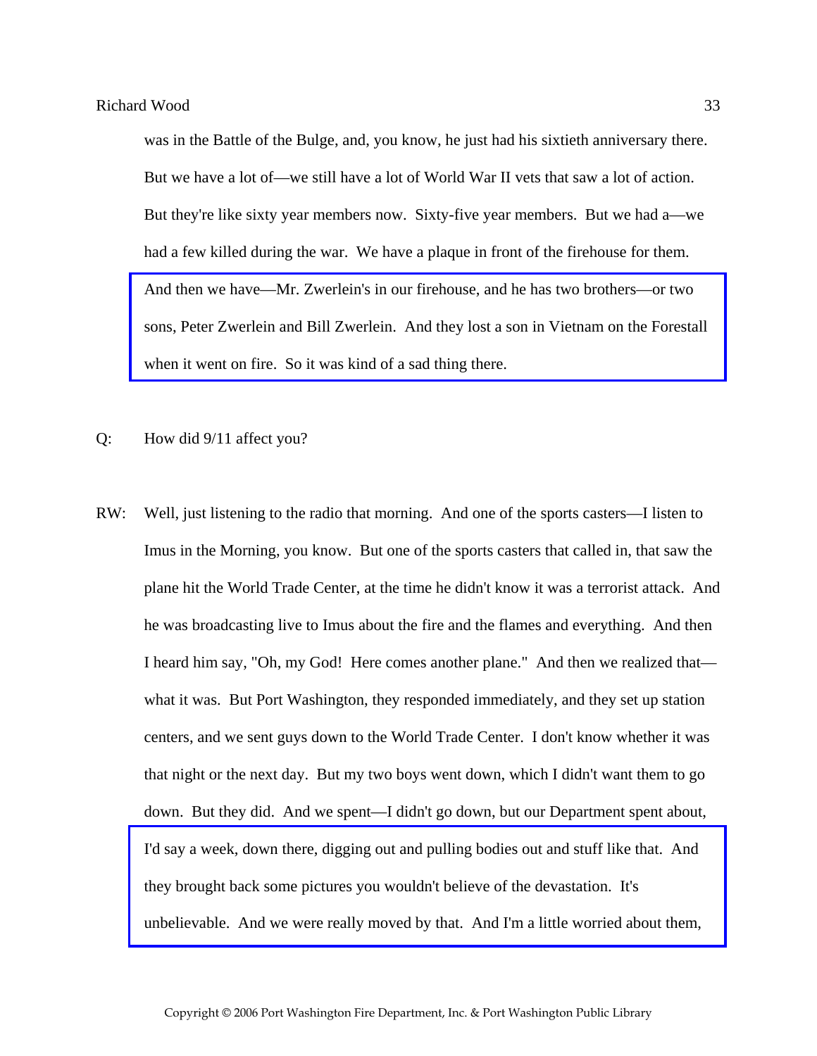was in the Battle of the Bulge, and, you know, he just had his sixtieth anniversary there. But we have a lot of—we still have a lot of World War II vets that saw a lot of action. But they're like sixty year members now. Sixty-five year members. But we had a—we had a few killed during the war. We have a plaque in front of the firehouse for them. And then we have—Mr. Zwerlein's in our firehouse, and he has two brothers—or two sons, Peter Zwerlein and Bill Zwerlein. And they lost a son in Vietnam on the Forestall when it went on fire. So it was kind of a sad thing there.

Q: How did 9/11 affect you?

RW: Well, just listening to the radio that morning. And one of the sports casters—I listen to Imus in the Morning, you know. But one of the sports casters that called in, that saw the plane hit the World Trade Center, at the time he didn't know it was a terrorist attack. And he was broadcasting live to Imus about the fire and the flames and everything. And then I heard him say, "Oh, my God! Here comes another plane." And then we realized that—what it was. But Port Washington, they responded immediately, and they set up station centers, and we sent guys down to the World Trade Center. I don't know whether it was that night or the next day. But my two boys went down, which I didn't want them to go down. But they did. And we spent—I didn't go down, but our Department spent about, I'd say a week, down there, digging out and pulling bodies out and stuff like that. And they brought back some pictures you wouldn't believe of the devastation. It's unbelievable. And we were really moved by that. And I'm a little worried about them,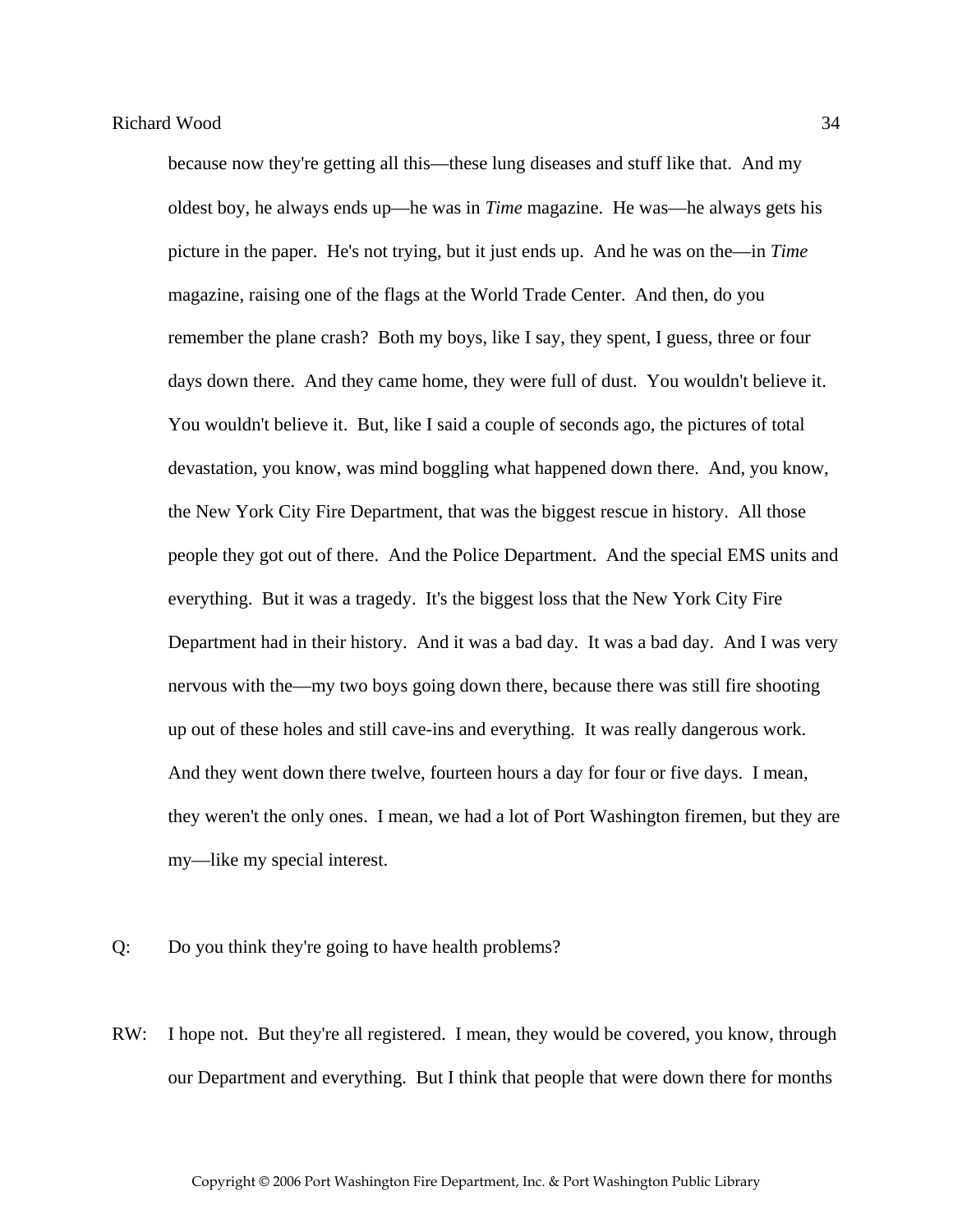because now they're getting all this—these lung diseases and stuff like that. And my oldest boy, he always ends up—he was in *Time* magazine. He was—he always gets his picture in the paper. He's not trying, but it just ends up. And he was on the—in *Time* magazine, raising one of the flags at the World Trade Center. And then, do you remember the plane crash? Both my boys, like I say, they spent, I guess, three or four days down there. And they came home, they were full of dust. You wouldn't believe it. You wouldn't believe it. But, like I said a couple of seconds ago, the pictures of total devastation, you know, was mind boggling what happened down there. And, you know, the New York City Fire Department, that was the biggest rescue in history. All those people they got out of there. And the Police Department. And the special EMS units and everything. But it was a tragedy. It's the biggest loss that the New York City Fire Department had in their history. And it was a bad day. It was a bad day. And I was very nervous with the—my two boys going down there, because there was still fire shooting up out of these holes and still cave-ins and everything. It was really dangerous work. And they went down there twelve, fourteen hours a day for four or five days. I mean, they weren't the only ones. I mean, we had a lot of Port Washington firemen, but they are my—like my special interest.

Q: Do you think they're going to have health problems?

RW: I hope not. But they're all registered. I mean, they would be covered, you know, through our Department and everything. But I think that people that were down there for months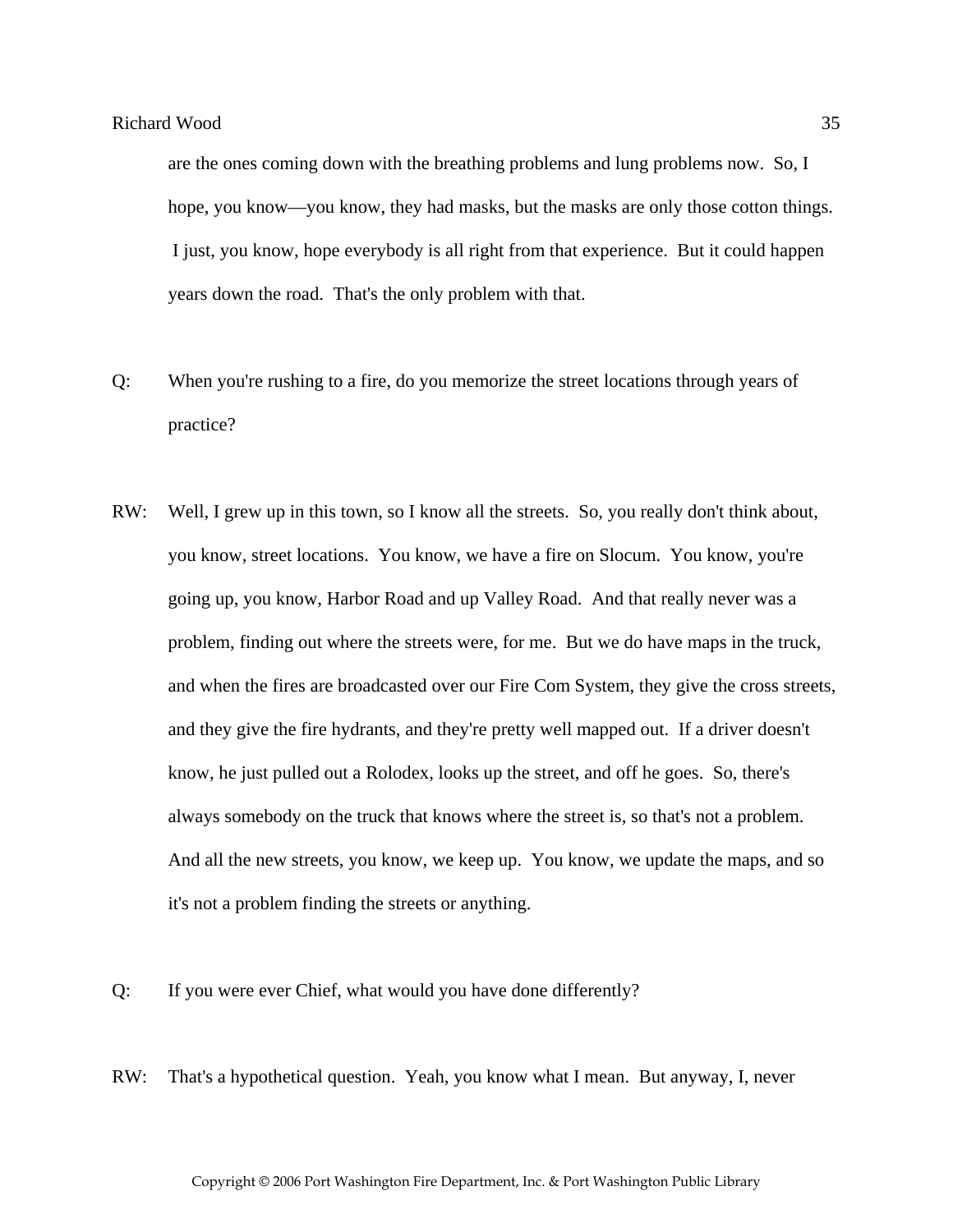are the ones coming down with the breathing problems and lung problems now. So, I hope, you know—you know, they had masks, but the masks are only those cotton things. I just, you know, hope everybody is all right from that experience. But it could happen years down the road. That's the only problem with that.

Q: When you're rushing to a fire, do you memorize the street locations through years of practice?

RW: Well, I grew up in this town, so I know all the streets. So, you really don't think about, you know, street locations. You know, we have a fire on Slocum. You know, you're going up, you know, Harbor Road and up Valley Road. And that really never was a problem, finding out where the streets were, for me. But we do have maps in the truck, and when the fires are broadcasted over our Fire Com System, they give the cross streets, and they give the fire hydrants, and they're pretty well mapped out. If a driver doesn't know, he just pulled out a Rolodex, looks up the street, and off he goes. So, there's always somebody on the truck that knows where the street is, so that's not a problem. And all the new streets, you know, we keep up. You know, we update the maps, and so it's not a problem finding the streets or anything.

Q: If you were ever Chief, what would you have done differently?

RW: That's a hypothetical question. Yeah, you know what I mean. But anyway, I, never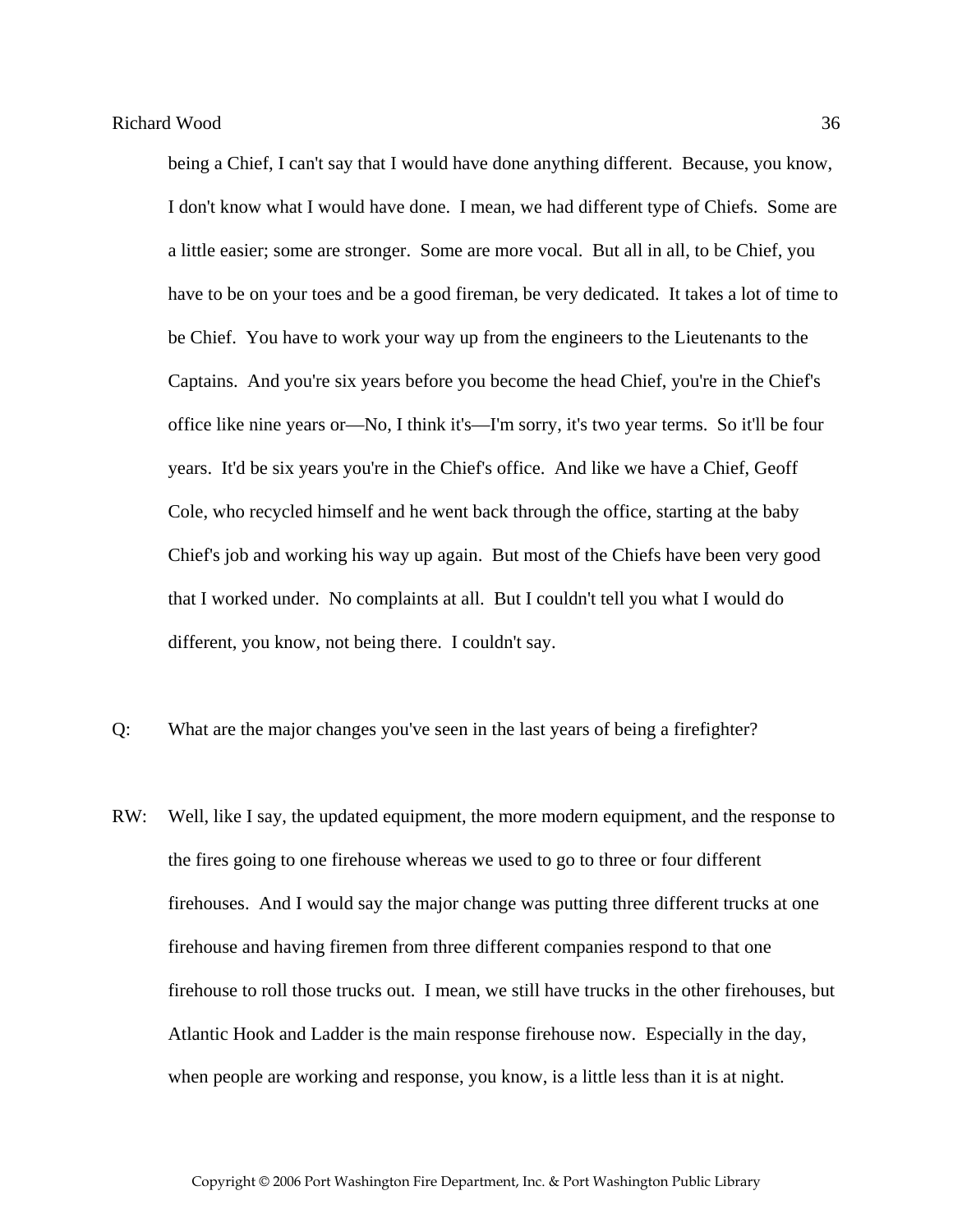being a Chief, I can't say that I would have done anything different. Because, you know, I don't know what I would have done. I mean, we had different type of Chiefs. Some are a little easier; some are stronger. Some are more vocal. But all in all, to be Chief, you have to be on your toes and be a good fireman, be very dedicated. It takes a lot of time to be Chief. You have to work your way up from the engineers to the Lieutenants to the Captains. And you're six years before you become the head Chief, you're in the Chief's office like nine years or—No, I think it's—I'm sorry, it's two year terms. So it'll be four years. It'd be six years you're in the Chief's office. And like we have a Chief, Geoff Cole, who recycled himself and he went back through the office, starting at the baby Chief's job and working his way up again. But most of the Chiefs have been very good that I worked under. No complaints at all. But I couldn't tell you what I would do different, you know, not being there. I couldn't say.

Q: What are the major changes you've seen in the last years of being a firefighter?

RW: Well, like I say, the updated equipment, the more modern equipment, and the response to the fires going to one firehouse whereas we used to go to three or four different firehouses. And I would say the major change was putting three different trucks at one firehouse and having firemen from three different companies respond to that one firehouse to roll those trucks out. I mean, we still have trucks in the other firehouses, but Atlantic Hook and Ladder is the main response firehouse now. Especially in the day, when people are working and response, you know, is a little less than it is at night.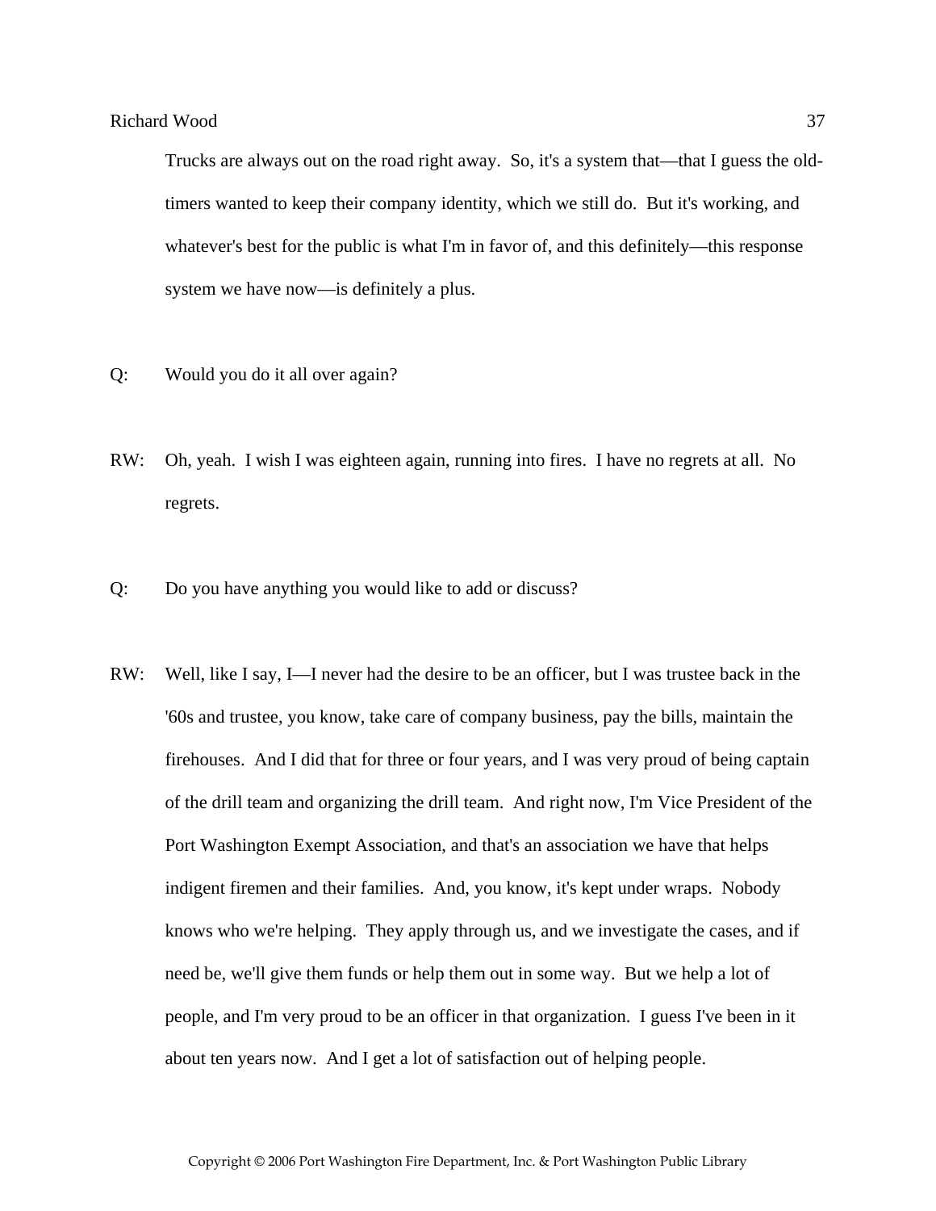Trucks are always out on the road right away. So, it's a system that—that I guess the old-timers wanted to keep their company identity, which we still do. But it's working, and whatever's best for the public is what I'm in favor of, and this definitely—this response system we have now—is definitely a plus.

Q: Would you do it all over again?

RW: Oh, yeah. I wish I was eighteen again, running into fires. I have no regrets at all. No regrets.

Q: Do you have anything you would like to add or discuss?

RW: Well, like I say, I—I never had the desire to be an officer, but I was trustee back in the '60s and trustee, you know, take care of company business, pay the bills, maintain the firehouses. And I did that for three or four years, and I was very proud of being captain of the drill team and organizing the drill team. And right now, I'm Vice President of the Port Washington Exempt Association, and that's an association we have that helps indigent firemen and their families. And, you know, it's kept under wraps. Nobody knows who we're helping. They apply through us, and we investigate the cases, and if need be, we'll give them funds or help them out in some way. But we help a lot of people, and I'm very proud to be an officer in that organization. I guess I've been in it about ten years now. And I get a lot of satisfaction out of helping people.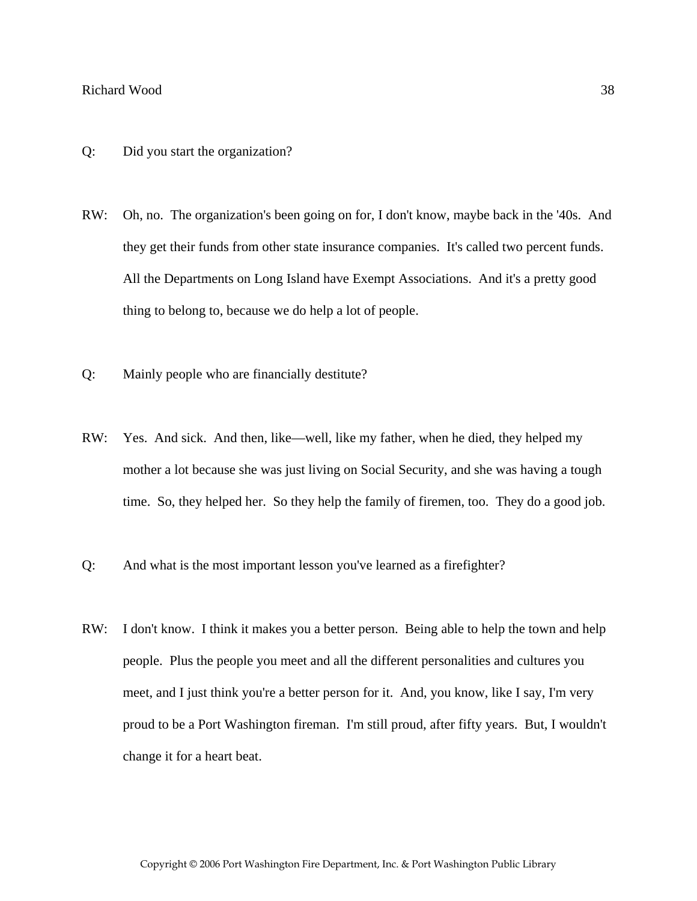Q: Did you start the organization?

RW: Oh, no. The organization's been going on for, I don't know, maybe back in the '40s. And they get their funds from other state insurance companies. It's called two percent funds. All the Departments on Long Island have Exempt Associations. And it's a pretty good thing to belong to, because we do help a lot of people.

Q: Mainly people who are financially destitute?

RW: Yes. And sick. And then, like—well, like my father, when he died, they helped my mother a lot because she was just living on Social Security, and she was having a tough time. So, they helped her. So they help the family of firemen, too. They do a good job.

Q: And what is the most important lesson you've learned as a firefighter?

RW: I don't know. I think it makes you a better person. Being able to help the town and help people. Plus the people you meet and all the different personalities and cultures you meet, and I just think you're a better person for it. And, you know, like I say, I'm very proud to be a Port Washington fireman. I'm still proud, after fifty years. But, I wouldn't change it for a heart beat.

Copyright © 2006 Port Washington Fire Department, Inc. & Port Washington Public Library